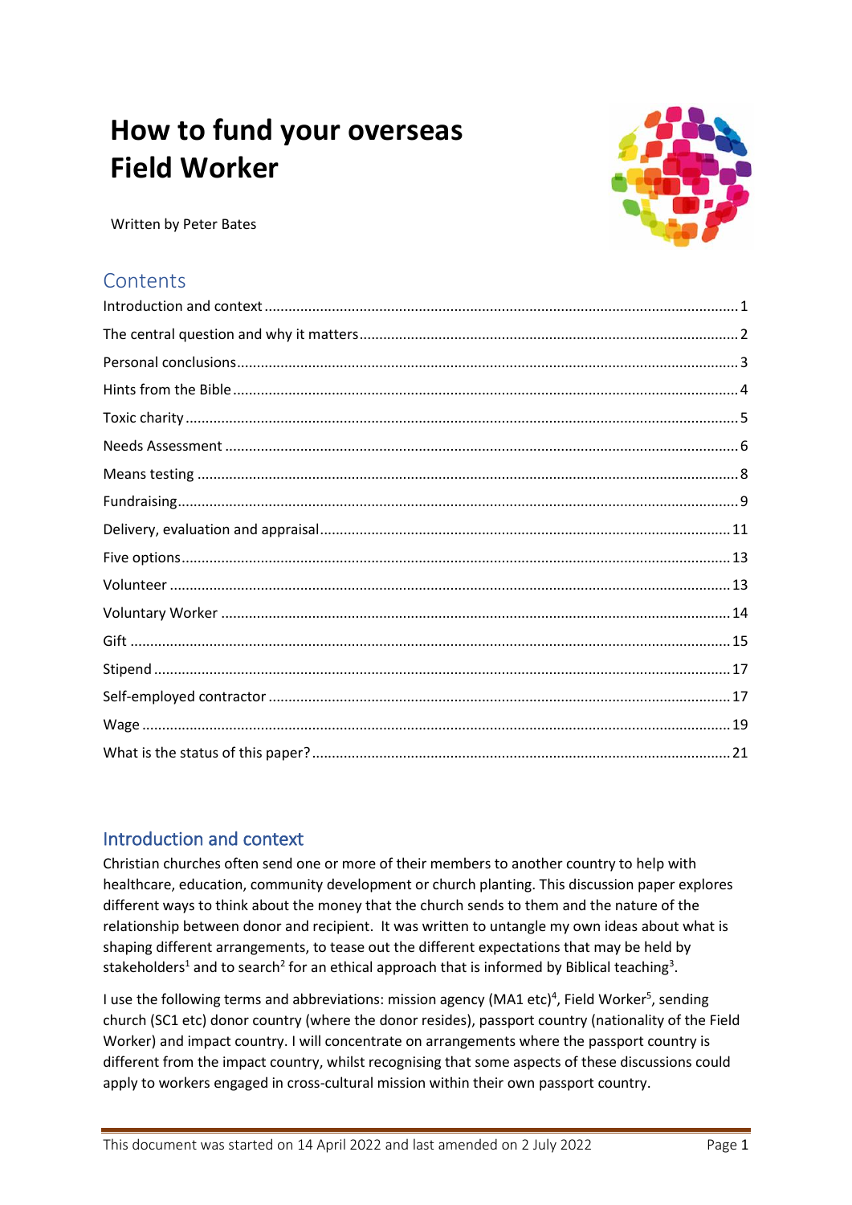# How to fund your overseas Field Worker

Written by Peter Bates

## Contents

- Introduction and context ..... 1
- The central question and why it matters ..... 2
- Personal conclusions ..... 3
- Hints from the Bible ..... 4
- Toxic charity ..... 5
- Needs Assessment ..... 6
- Means testing ..... 8
- Fundraising ..... 9
- Delivery, evaluation and appraisal ..... 11
- Five options ..... 13
- Volunteer ..... 13
- Voluntary Worker ..... 14
- Gift ..... 15
- Stipend ..... 17
- Self-employed contractor ..... 17
- Wage ..... 19
- What is the status of this paper? ..... 21

## Introduction and context

Christian churches often send one or more of their members to another country to help with healthcare, education, community development or church planting. This discussion paper explores different ways to think about the money that the church sends to them and the nature of the relationship between donor and recipient. It was written to untangle my own ideas about what is shaping different arrangements, to tease out the different expectations that may be held by stakeholders[1] and to search[2] for an ethical approach that is informed by Biblical teaching[3].

I use the following terms and abbreviations: mission agency (MA1 etc)[4], Field Worker[5], sending church (SC1 etc) donor country (where the donor resides), passport country (nationality of the Field Worker) and impact country. I will concentrate on arrangements where the passport country is different from the impact country, whilst recognising that some aspects of these discussions could apply to workers engaged in cross-cultural mission within their own passport country.

This document was started on 14 April 2022 and last amended on 2 July 2022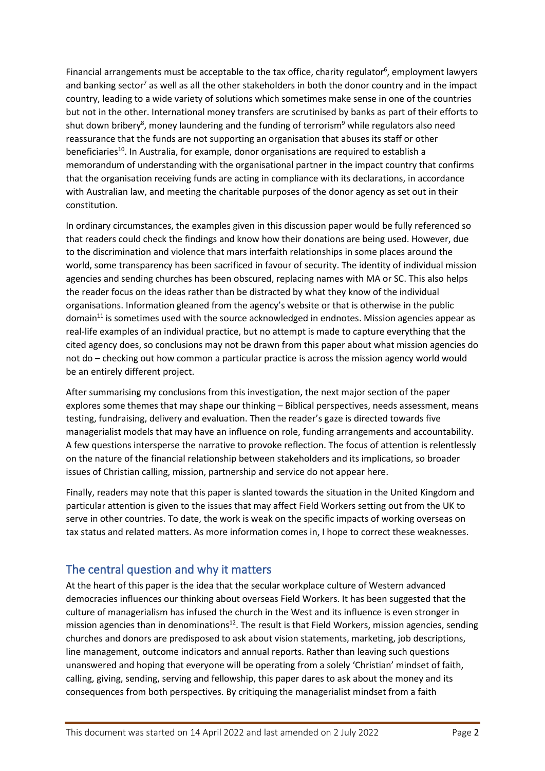Financial arrangements must be acceptable to the tax office, charity regulator[6], employment lawyers and banking sector[7] as well as all the other stakeholders in both the donor country and in the impact country, leading to a wide variety of solutions which sometimes make sense in one of the countries but not in the other. International money transfers are scrutinised by banks as part of their efforts to shut down bribery[8], money laundering and the funding of terrorism[9] while regulators also need reassurance that the funds are not supporting an organisation that abuses its staff or other beneficiaries[10]. In Australia, for example, donor organisations are required to establish a memorandum of understanding with the organisational partner in the impact country that confirms that the organisation receiving funds are acting in compliance with its declarations, in accordance with Australian law, and meeting the charitable purposes of the donor agency as set out in their constitution.

In ordinary circumstances, the examples given in this discussion paper would be fully referenced so that readers could check the findings and know how their donations are being used. However, due to the discrimination and violence that mars interfaith relationships in some places around the world, some transparency has been sacrificed in favour of security. The identity of individual mission agencies and sending churches has been obscured, replacing names with MA or SC. This also helps the reader focus on the ideas rather than be distracted by what they know of the individual organisations. Information gleaned from the agency's website or that is otherwise in the public domain[11] is sometimes used with the source acknowledged in endnotes. Mission agencies appear as real-life examples of an individual practice, but no attempt is made to capture everything that the cited agency does, so conclusions may not be drawn from this paper about what mission agencies do not do – checking out how common a particular practice is across the mission agency world would be an entirely different project.

After summarising my conclusions from this investigation, the next major section of the paper explores some themes that may shape our thinking – Biblical perspectives, needs assessment, means testing, fundraising, delivery and evaluation. Then the reader's gaze is directed towards five managerialist models that may have an influence on role, funding arrangements and accountability. A few questions intersperse the narrative to provoke reflection. The focus of attention is relentlessly on the nature of the financial relationship between stakeholders and its implications, so broader issues of Christian calling, mission, partnership and service do not appear here.

Finally, readers may note that this paper is slanted towards the situation in the United Kingdom and particular attention is given to the issues that may affect Field Workers setting out from the UK to serve in other countries. To date, the work is weak on the specific impacts of working overseas on tax status and related matters. As more information comes in, I hope to correct these weaknesses.

## The central question and why it matters

At the heart of this paper is the idea that the secular workplace culture of Western advanced democracies influences our thinking about overseas Field Workers. It has been suggested that the culture of managerialism has infused the church in the West and its influence is even stronger in mission agencies than in denominations[12]. The result is that Field Workers, mission agencies, sending churches and donors are predisposed to ask about vision statements, marketing, job descriptions, line management, outcome indicators and annual reports. Rather than leaving such questions unanswered and hoping that everyone will be operating from a solely 'Christian' mindset of faith, calling, giving, sending, serving and fellowship, this paper dares to ask about the money and its consequences from both perspectives. By critiquing the managerialist mindset from a faith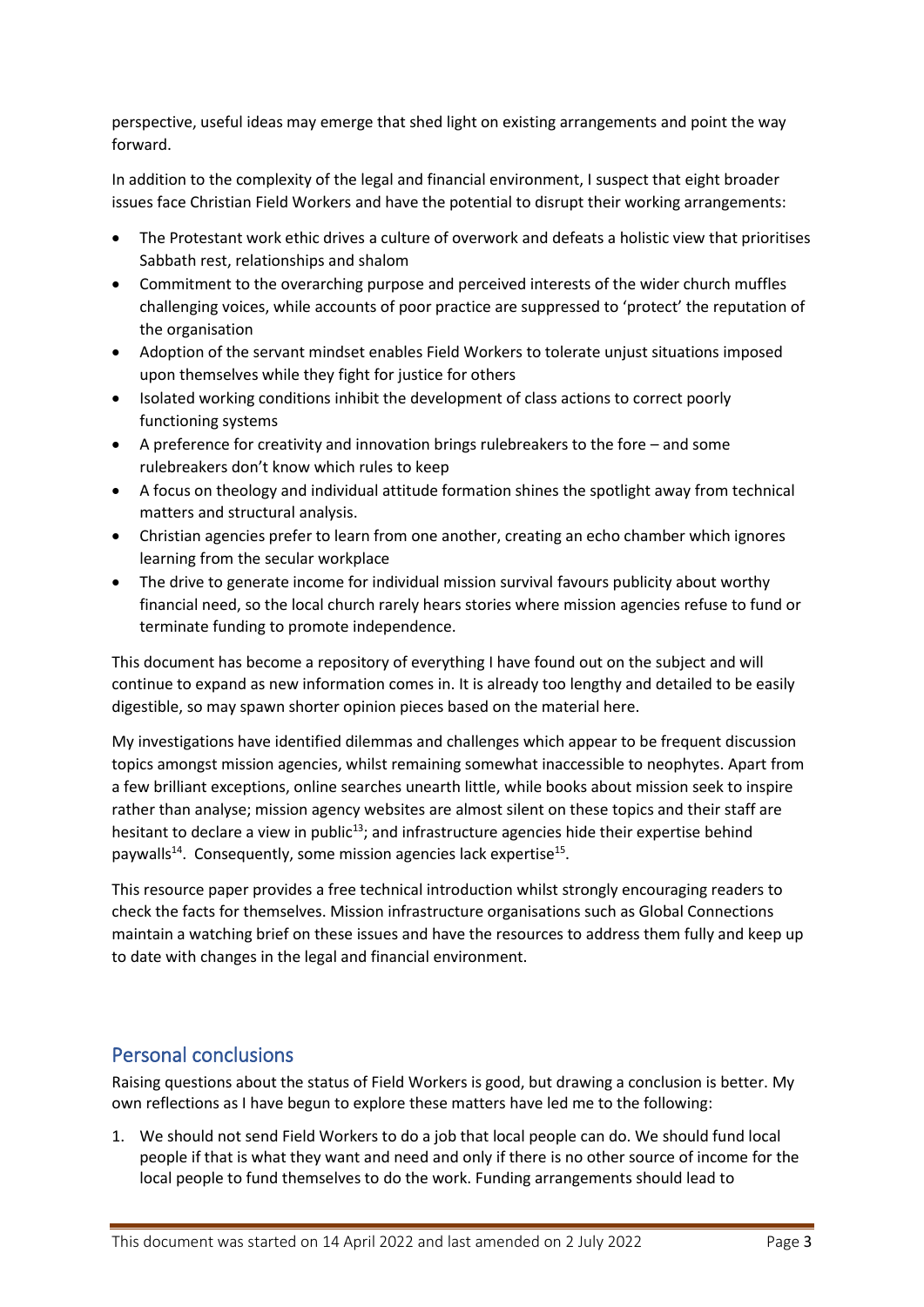perspective, useful ideas may emerge that shed light on existing arrangements and point the way forward.

In addition to the complexity of the legal and financial environment, I suspect that eight broader issues face Christian Field Workers and have the potential to disrupt their working arrangements:

- The Protestant work ethic drives a culture of overwork and defeats a holistic view that prioritises Sabbath rest, relationships and shalom
- Commitment to the overarching purpose and perceived interests of the wider church muffles challenging voices, while accounts of poor practice are suppressed to 'protect' the reputation of the organisation
- Adoption of the servant mindset enables Field Workers to tolerate unjust situations imposed upon themselves while they fight for justice for others
- Isolated working conditions inhibit the development of class actions to correct poorly functioning systems
- A preference for creativity and innovation brings rulebreakers to the fore – and some rulebreakers don't know which rules to keep
- A focus on theology and individual attitude formation shines the spotlight away from technical matters and structural analysis.
- Christian agencies prefer to learn from one another, creating an echo chamber which ignores learning from the secular workplace
- The drive to generate income for individual mission survival favours publicity about worthy financial need, so the local church rarely hears stories where mission agencies refuse to fund or terminate funding to promote independence.

This document has become a repository of everything I have found out on the subject and will continue to expand as new information comes in. It is already too lengthy and detailed to be easily digestible, so may spawn shorter opinion pieces based on the material here.

My investigations have identified dilemmas and challenges which appear to be frequent discussion topics amongst mission agencies, whilst remaining somewhat inaccessible to neophytes. Apart from a few brilliant exceptions, online searches unearth little, while books about mission seek to inspire rather than analyse; mission agency websites are almost silent on these topics and their staff are hesitant to declare a view in public[13]; and infrastructure agencies hide their expertise behind paywalls[14]. Consequently, some mission agencies lack expertise[15].

This resource paper provides a free technical introduction whilst strongly encouraging readers to check the facts for themselves. Mission infrastructure organisations such as Global Connections maintain a watching brief on these issues and have the resources to address them fully and keep up to date with changes in the legal and financial environment.

## Personal conclusions

Raising questions about the status of Field Workers is good, but drawing a conclusion is better. My own reflections as I have begun to explore these matters have led me to the following:

1. We should not send Field Workers to do a job that local people can do. We should fund local people if that is what they want and need and only if there is no other source of income for the local people to fund themselves to do the work. Funding arrangements should lead to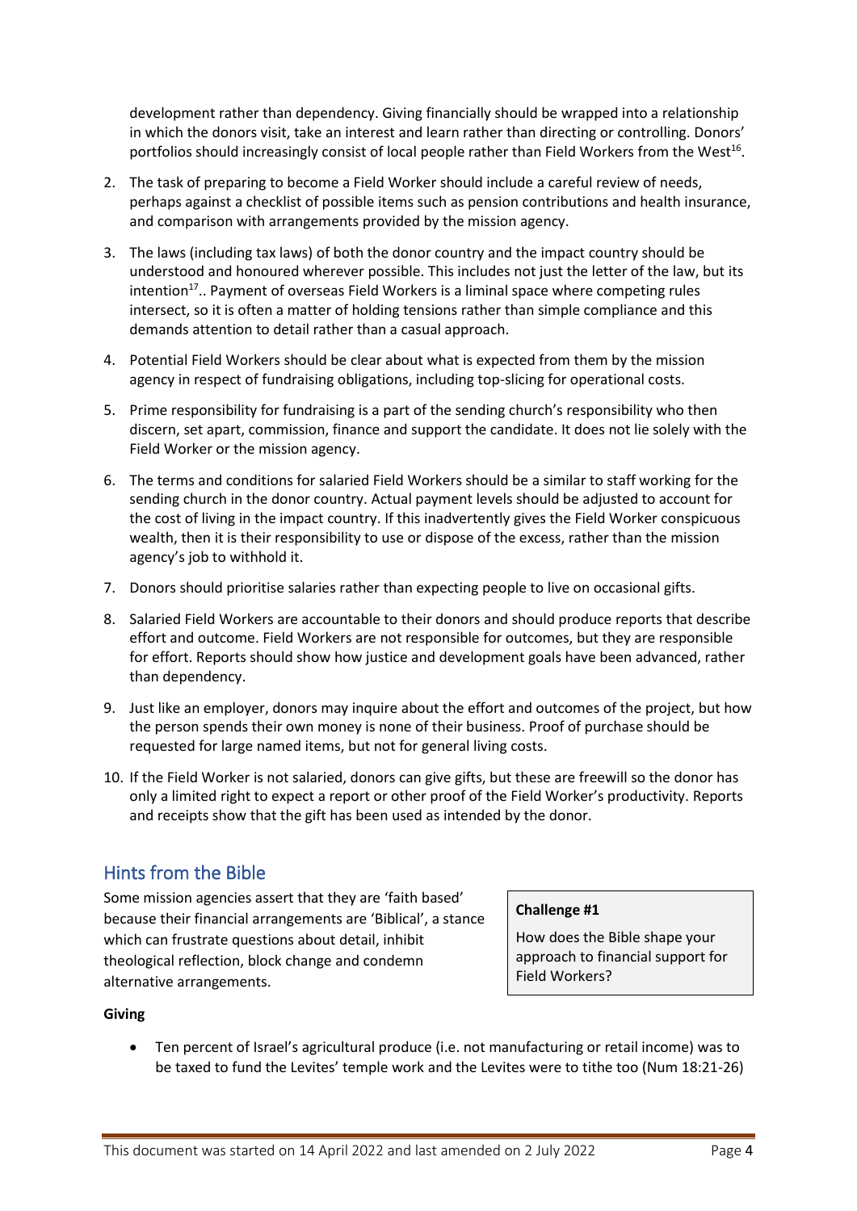development rather than dependency. Giving financially should be wrapped into a relationship in which the donors visit, take an interest and learn rather than directing or controlling. Donors' portfolios should increasingly consist of local people rather than Field Workers from the West[16].

2. The task of preparing to become a Field Worker should include a careful review of needs, perhaps against a checklist of possible items such as pension contributions and health insurance, and comparison with arrangements provided by the mission agency.

3. The laws (including tax laws) of both the donor country and the impact country should be understood and honoured wherever possible. This includes not just the letter of the law, but its intention[17].. Payment of overseas Field Workers is a liminal space where competing rules intersect, so it is often a matter of holding tensions rather than simple compliance and this demands attention to detail rather than a casual approach.

4. Potential Field Workers should be clear about what is expected from them by the mission agency in respect of fundraising obligations, including top-slicing for operational costs.

5. Prime responsibility for fundraising is a part of the sending church's responsibility who then discern, set apart, commission, finance and support the candidate. It does not lie solely with the Field Worker or the mission agency.

6. The terms and conditions for salaried Field Workers should be a similar to staff working for the sending church in the donor country. Actual payment levels should be adjusted to account for the cost of living in the impact country. If this inadvertently gives the Field Worker conspicuous wealth, then it is their responsibility to use or dispose of the excess, rather than the mission agency's job to withhold it.

7. Donors should prioritise salaries rather than expecting people to live on occasional gifts.

8. Salaried Field Workers are accountable to their donors and should produce reports that describe effort and outcome. Field Workers are not responsible for outcomes, but they are responsible for effort. Reports should show how justice and development goals have been advanced, rather than dependency.

9. Just like an employer, donors may inquire about the effort and outcomes of the project, but how the person spends their own money is none of their business. Proof of purchase should be requested for large named items, but not for general living costs.

10. If the Field Worker is not salaried, donors can give gifts, but these are freewill so the donor has only a limited right to expect a report or other proof of the Field Worker's productivity. Reports and receipts show that the gift has been used as intended by the donor.

## Hints from the Bible

Some mission agencies assert that they are 'faith based' because their financial arrangements are 'Biblical', a stance which can frustrate questions about detail, inhibit theological reflection, block change and condemn alternative arrangements.

> **Challenge #1**
>
> How does the Bible shape your approach to financial support for Field Workers?

**Giving**

- Ten percent of Israel's agricultural produce (i.e. not manufacturing or retail income) was to be taxed to fund the Levites' temple work and the Levites were to tithe too (Num 18:21-26)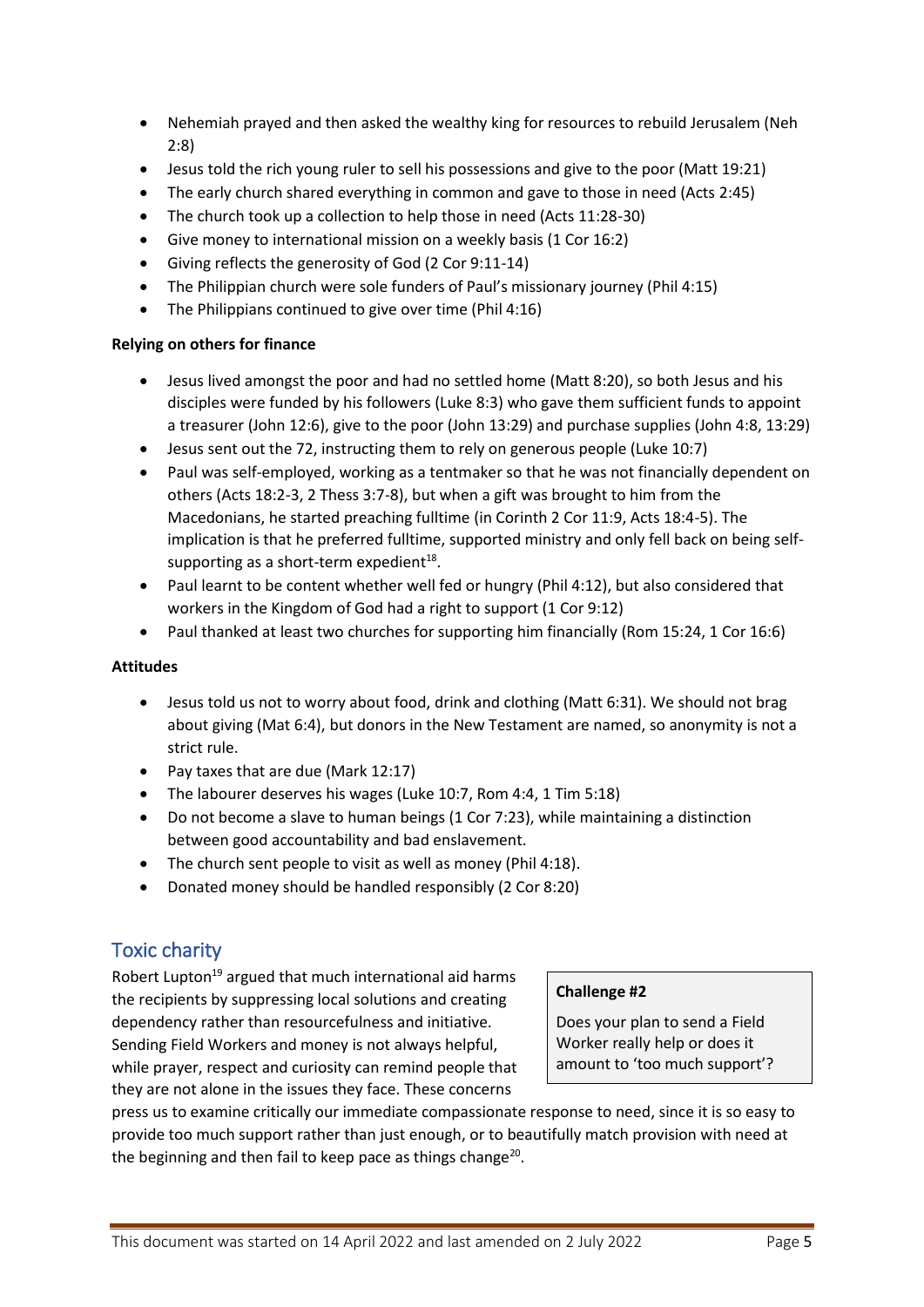- Nehemiah prayed and then asked the wealthy king for resources to rebuild Jerusalem (Neh 2:8)
- Jesus told the rich young ruler to sell his possessions and give to the poor (Matt 19:21)
- The early church shared everything in common and gave to those in need (Acts 2:45)
- The church took up a collection to help those in need (Acts 11:28-30)
- Give money to international mission on a weekly basis (1 Cor 16:2)
- Giving reflects the generosity of God (2 Cor 9:11-14)
- The Philippian church were sole funders of Paul's missionary journey (Phil 4:15)
- The Philippians continued to give over time (Phil 4:16)

**Relying on others for finance**

- Jesus lived amongst the poor and had no settled home (Matt 8:20), so both Jesus and his disciples were funded by his followers (Luke 8:3) who gave them sufficient funds to appoint a treasurer (John 12:6), give to the poor (John 13:29) and purchase supplies (John 4:8, 13:29)
- Jesus sent out the 72, instructing them to rely on generous people (Luke 10:7)
- Paul was self-employed, working as a tentmaker so that he was not financially dependent on others (Acts 18:2-3, 2 Thess 3:7-8), but when a gift was brought to him from the Macedonians, he started preaching fulltime (in Corinth 2 Cor 11:9, Acts 18:4-5). The implication is that he preferred fulltime, supported ministry and only fell back on being self-supporting as a short-term expedient[18].
- Paul learnt to be content whether well fed or hungry (Phil 4:12), but also considered that workers in the Kingdom of God had a right to support (1 Cor 9:12)
- Paul thanked at least two churches for supporting him financially (Rom 15:24, 1 Cor 16:6)

**Attitudes**

- Jesus told us not to worry about food, drink and clothing (Matt 6:31). We should not brag about giving (Mat 6:4), but donors in the New Testament are named, so anonymity is not a strict rule.
- Pay taxes that are due (Mark 12:17)
- The labourer deserves his wages (Luke 10:7, Rom 4:4, 1 Tim 5:18)
- Do not become a slave to human beings (1 Cor 7:23), while maintaining a distinction between good accountability and bad enslavement.
- The church sent people to visit as well as money (Phil 4:18).
- Donated money should be handled responsibly (2 Cor 8:20)

## Toxic charity

Robert Lupton[19] argued that much international aid harms the recipients by suppressing local solutions and creating dependency rather than resourcefulness and initiative. Sending Field Workers and money is not always helpful, while prayer, respect and curiosity can remind people that they are not alone in the issues they face. These concerns press us to examine critically our immediate compassionate response to need, since it is so easy to provide too much support rather than just enough, or to beautifully match provision with need at the beginning and then fail to keep pace as things change[20].

> **Challenge #2**
>
> Does your plan to send a Field Worker really help or does it amount to 'too much support'?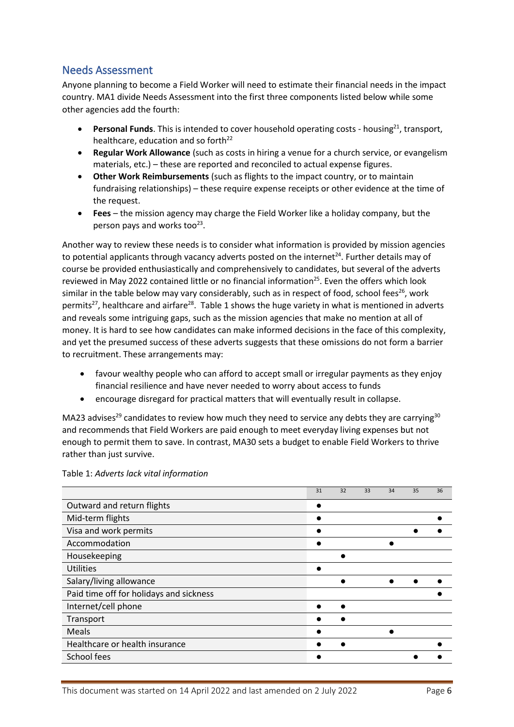## Needs Assessment

Anyone planning to become a Field Worker will need to estimate their financial needs in the impact country. MA1 divide Needs Assessment into the first three components listed below while some other agencies add the fourth:

- **Personal Funds**. This is intended to cover household operating costs - housing[21], transport, healthcare, education and so forth[22]
- **Regular Work Allowance** (such as costs in hiring a venue for a church service, or evangelism materials, etc.) – these are reported and reconciled to actual expense figures.
- **Other Work Reimbursements** (such as flights to the impact country, or to maintain fundraising relationships) – these require expense receipts or other evidence at the time of the request.
- **Fees** – the mission agency may charge the Field Worker like a holiday company, but the person pays and works too[23].

Another way to review these needs is to consider what information is provided by mission agencies to potential applicants through vacancy adverts posted on the internet[24]. Further details may of course be provided enthusiastically and comprehensively to candidates, but several of the adverts reviewed in May 2022 contained little or no financial information[25]. Even the offers which look similar in the table below may vary considerably, such as in respect of food, school fees[26], work permits[27], healthcare and airfare[28]. Table 1 shows the huge variety in what is mentioned in adverts and reveals some intriguing gaps, such as the mission agencies that make no mention at all of money. It is hard to see how candidates can make informed decisions in the face of this complexity, and yet the presumed success of these adverts suggests that these omissions do not form a barrier to recruitment. These arrangements may:

- favour wealthy people who can afford to accept small or irregular payments as they enjoy financial resilience and have never needed to worry about access to funds
- encourage disregard for practical matters that will eventually result in collapse.

MA23 advises[29] candidates to review how much they need to service any debts they are carrying[30] and recommends that Field Workers are paid enough to meet everyday living expenses but not enough to permit them to save. In contrast, MA30 sets a budget to enable Field Workers to thrive rather than just survive.

Table 1: *Adverts lack vital information*

| | 31 | 32 | 33 | 34 | 35 | 36 |
|---|---|---|---|---|---|---|
| Outward and return flights | ● | | | | | |
| Mid-term flights | ● | | | | | ● |
| Visa and work permits | ● | | | | ● | ● |
| Accommodation | ● | | | ● | | |
| Housekeeping | | ● | | | | |
| Utilities | ● | | | | | |
| Salary/living allowance | | ● | | ● | ● | ● |
| Paid time off for holidays and sickness | | | | | | ● |
| Internet/cell phone | ● | ● | | | | |
| Transport | ● | ● | | | | |
| Meals | ● | | | ● | | |
| Healthcare or health insurance | ● | ● | | | | ● |
| School fees | ● | | | | ● | ● |

This document was started on 14 April 2022 and last amended on 2 July 2022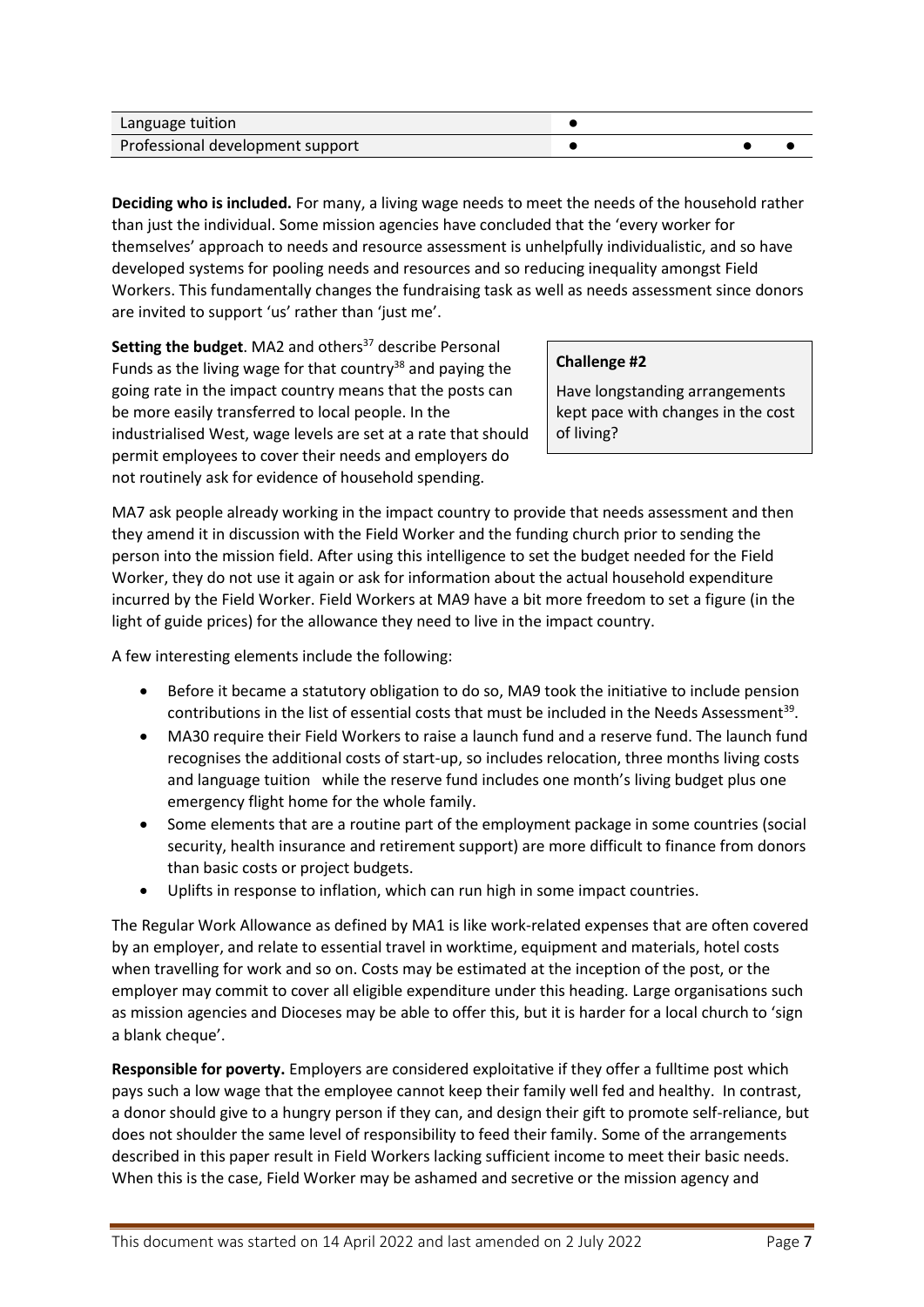| | | | |
|---|---|---|---|
| Language tuition | ● | | |
| Professional development support | ● | ● | ● |

**Deciding who is included.** For many, a living wage needs to meet the needs of the household rather than just the individual. Some mission agencies have concluded that the 'every worker for themselves' approach to needs and resource assessment is unhelpfully individualistic, and so have developed systems for pooling needs and resources and so reducing inequality amongst Field Workers. This fundamentally changes the fundraising task as well as needs assessment since donors are invited to support 'us' rather than 'just me'.

**Setting the budget**. MA2 and others[37] describe Personal Funds as the living wage for that country[38] and paying the going rate in the impact country means that the posts can be more easily transferred to local people. In the industrialised West, wage levels are set at a rate that should permit employees to cover their needs and employers do not routinely ask for evidence of household spending.

> **Challenge #2**
>
> Have longstanding arrangements kept pace with changes in the cost of living?

MA7 ask people already working in the impact country to provide that needs assessment and then they amend it in discussion with the Field Worker and the funding church prior to sending the person into the mission field. After using this intelligence to set the budget needed for the Field Worker, they do not use it again or ask for information about the actual household expenditure incurred by the Field Worker. Field Workers at MA9 have a bit more freedom to set a figure (in the light of guide prices) for the allowance they need to live in the impact country.

A few interesting elements include the following:

- Before it became a statutory obligation to do so, MA9 took the initiative to include pension contributions in the list of essential costs that must be included in the Needs Assessment[39].
- MA30 require their Field Workers to raise a launch fund and a reserve fund. The launch fund recognises the additional costs of start-up, so includes relocation, three months living costs and language tuition while the reserve fund includes one month's living budget plus one emergency flight home for the whole family.
- Some elements that are a routine part of the employment package in some countries (social security, health insurance and retirement support) are more difficult to finance from donors than basic costs or project budgets.
- Uplifts in response to inflation, which can run high in some impact countries.

The Regular Work Allowance as defined by MA1 is like work-related expenses that are often covered by an employer, and relate to essential travel in worktime, equipment and materials, hotel costs when travelling for work and so on. Costs may be estimated at the inception of the post, or the employer may commit to cover all eligible expenditure under this heading. Large organisations such as mission agencies and Dioceses may be able to offer this, but it is harder for a local church to 'sign a blank cheque'.

**Responsible for poverty.** Employers are considered exploitative if they offer a fulltime post which pays such a low wage that the employee cannot keep their family well fed and healthy. In contrast, a donor should give to a hungry person if they can, and design their gift to promote self-reliance, but does not shoulder the same level of responsibility to feed their family. Some of the arrangements described in this paper result in Field Workers lacking sufficient income to meet their basic needs. When this is the case, Field Worker may be ashamed and secretive or the mission agency and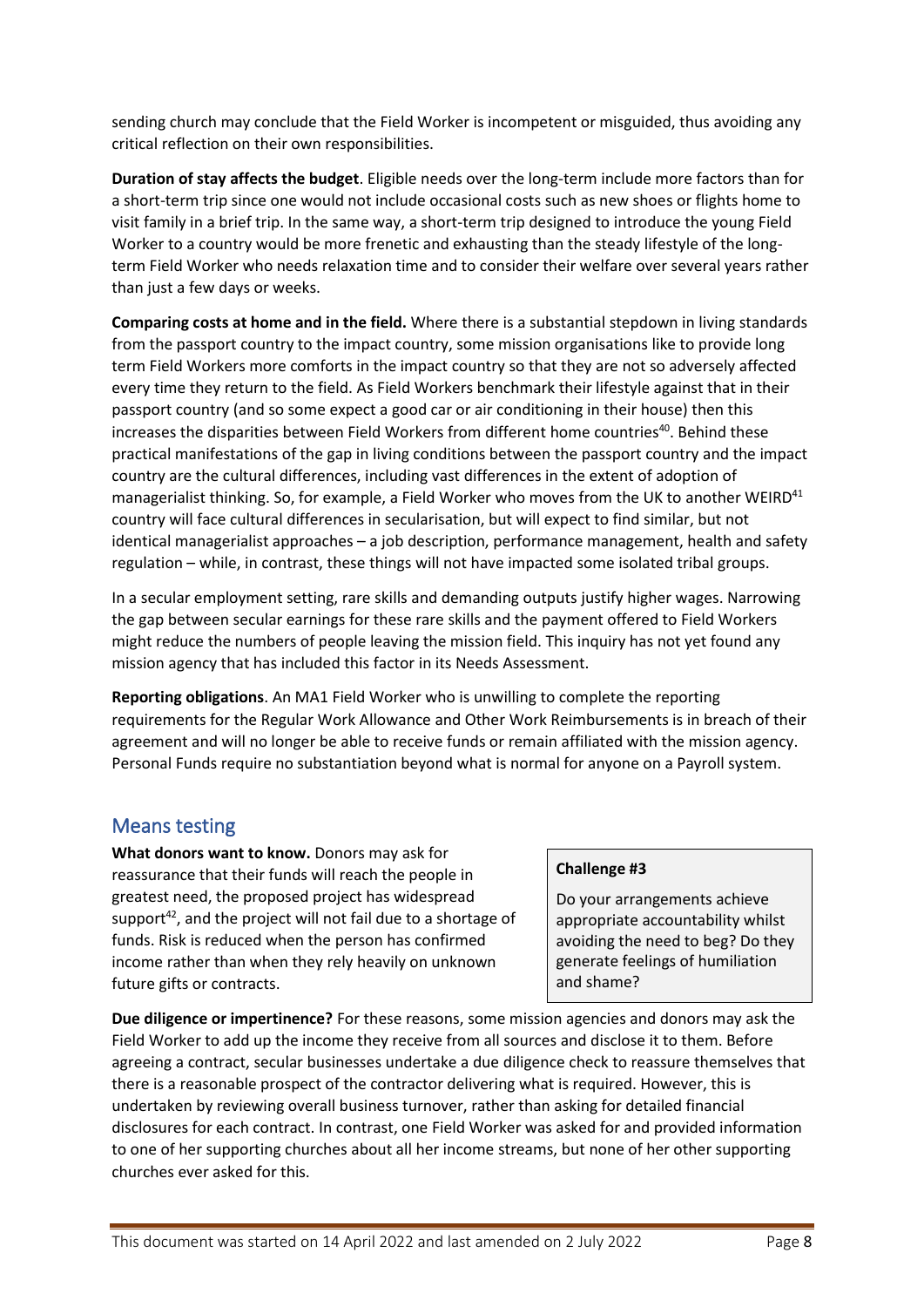sending church may conclude that the Field Worker is incompetent or misguided, thus avoiding any critical reflection on their own responsibilities.

**Duration of stay affects the budget**. Eligible needs over the long-term include more factors than for a short-term trip since one would not include occasional costs such as new shoes or flights home to visit family in a brief trip. In the same way, a short-term trip designed to introduce the young Field Worker to a country would be more frenetic and exhausting than the steady lifestyle of the long-term Field Worker who needs relaxation time and to consider their welfare over several years rather than just a few days or weeks.

**Comparing costs at home and in the field.** Where there is a substantial stepdown in living standards from the passport country to the impact country, some mission organisations like to provide long term Field Workers more comforts in the impact country so that they are not so adversely affected every time they return to the field. As Field Workers benchmark their lifestyle against that in their passport country (and so some expect a good car or air conditioning in their house) then this increases the disparities between Field Workers from different home countries[40]. Behind these practical manifestations of the gap in living conditions between the passport country and the impact country are the cultural differences, including vast differences in the extent of adoption of managerialist thinking. So, for example, a Field Worker who moves from the UK to another WEIRD[41] country will face cultural differences in secularisation, but will expect to find similar, but not identical managerialist approaches – a job description, performance management, health and safety regulation – while, in contrast, these things will not have impacted some isolated tribal groups.

In a secular employment setting, rare skills and demanding outputs justify higher wages. Narrowing the gap between secular earnings for these rare skills and the payment offered to Field Workers might reduce the numbers of people leaving the mission field. This inquiry has not yet found any mission agency that has included this factor in its Needs Assessment.

**Reporting obligations**. An MA1 Field Worker who is unwilling to complete the reporting requirements for the Regular Work Allowance and Other Work Reimbursements is in breach of their agreement and will no longer be able to receive funds or remain affiliated with the mission agency. Personal Funds require no substantiation beyond what is normal for anyone on a Payroll system.

## Means testing

**What donors want to know.** Donors may ask for reassurance that their funds will reach the people in greatest need, the proposed project has widespread support[42], and the project will not fail due to a shortage of funds. Risk is reduced when the person has confirmed income rather than when they rely heavily on unknown future gifts or contracts.

> **Challenge #3**
>
> Do your arrangements achieve appropriate accountability whilst avoiding the need to beg? Do they generate feelings of humiliation and shame?

**Due diligence or impertinence?** For these reasons, some mission agencies and donors may ask the Field Worker to add up the income they receive from all sources and disclose it to them. Before agreeing a contract, secular businesses undertake a due diligence check to reassure themselves that there is a reasonable prospect of the contractor delivering what is required. However, this is undertaken by reviewing overall business turnover, rather than asking for detailed financial disclosures for each contract. In contrast, one Field Worker was asked for and provided information to one of her supporting churches about all her income streams, but none of her other supporting churches ever asked for this.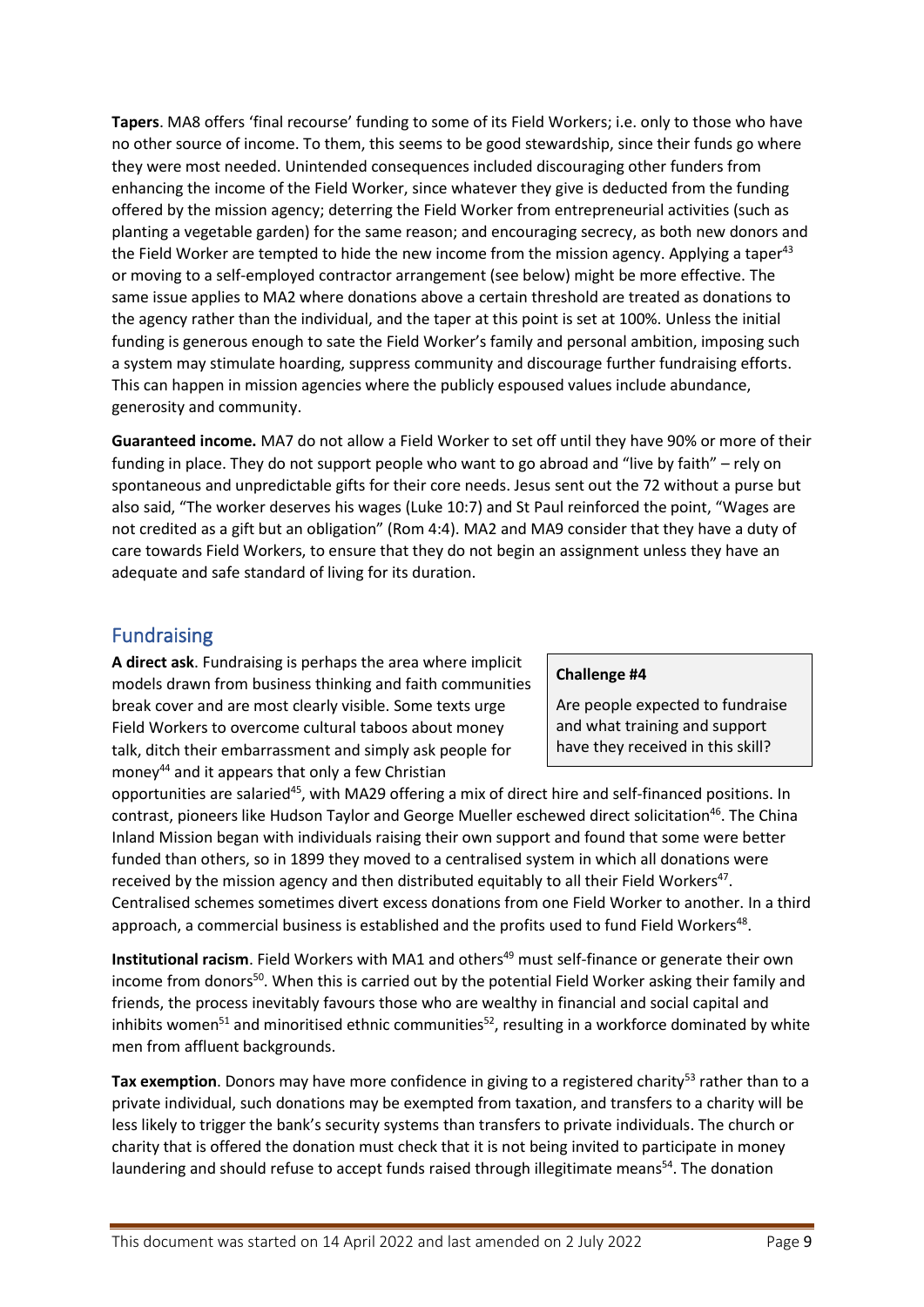**Tapers**. MA8 offers 'final recourse' funding to some of its Field Workers; i.e. only to those who have no other source of income. To them, this seems to be good stewardship, since their funds go where they were most needed. Unintended consequences included discouraging other funders from enhancing the income of the Field Worker, since whatever they give is deducted from the funding offered by the mission agency; deterring the Field Worker from entrepreneurial activities (such as planting a vegetable garden) for the same reason; and encouraging secrecy, as both new donors and the Field Worker are tempted to hide the new income from the mission agency. Applying a taper[43] or moving to a self-employed contractor arrangement (see below) might be more effective. The same issue applies to MA2 where donations above a certain threshold are treated as donations to the agency rather than the individual, and the taper at this point is set at 100%. Unless the initial funding is generous enough to sate the Field Worker's family and personal ambition, imposing such a system may stimulate hoarding, suppress community and discourage further fundraising efforts. This can happen in mission agencies where the publicly espoused values include abundance, generosity and community.

**Guaranteed income.** MA7 do not allow a Field Worker to set off until they have 90% or more of their funding in place. They do not support people who want to go abroad and "live by faith" – rely on spontaneous and unpredictable gifts for their core needs. Jesus sent out the 72 without a purse but also said, "The worker deserves his wages (Luke 10:7) and St Paul reinforced the point, "Wages are not credited as a gift but an obligation" (Rom 4:4). MA2 and MA9 consider that they have a duty of care towards Field Workers, to ensure that they do not begin an assignment unless they have an adequate and safe standard of living for its duration.

## Fundraising

> **Challenge #4**
>
> Are people expected to fundraise and what training and support have they received in this skill?

**A direct ask**. Fundraising is perhaps the area where implicit models drawn from business thinking and faith communities break cover and are most clearly visible. Some texts urge Field Workers to overcome cultural taboos about money talk, ditch their embarrassment and simply ask people for money[44] and it appears that only a few Christian opportunities are salaried[45], with MA29 offering a mix of direct hire and self-financed positions. In contrast, pioneers like Hudson Taylor and George Mueller eschewed direct solicitation[46]. The China Inland Mission began with individuals raising their own support and found that some were better funded than others, so in 1899 they moved to a centralised system in which all donations were received by the mission agency and then distributed equitably to all their Field Workers[47]. Centralised schemes sometimes divert excess donations from one Field Worker to another. In a third approach, a commercial business is established and the profits used to fund Field Workers[48].

**Institutional racism**. Field Workers with MA1 and others[49] must self-finance or generate their own income from donors[50]. When this is carried out by the potential Field Worker asking their family and friends, the process inevitably favours those who are wealthy in financial and social capital and inhibits women[51] and minoritised ethnic communities[52], resulting in a workforce dominated by white men from affluent backgrounds.

**Tax exemption**. Donors may have more confidence in giving to a registered charity[53] rather than to a private individual, such donations may be exempted from taxation, and transfers to a charity will be less likely to trigger the bank's security systems than transfers to private individuals. The church or charity that is offered the donation must check that it is not being invited to participate in money laundering and should refuse to accept funds raised through illegitimate means[54]. The donation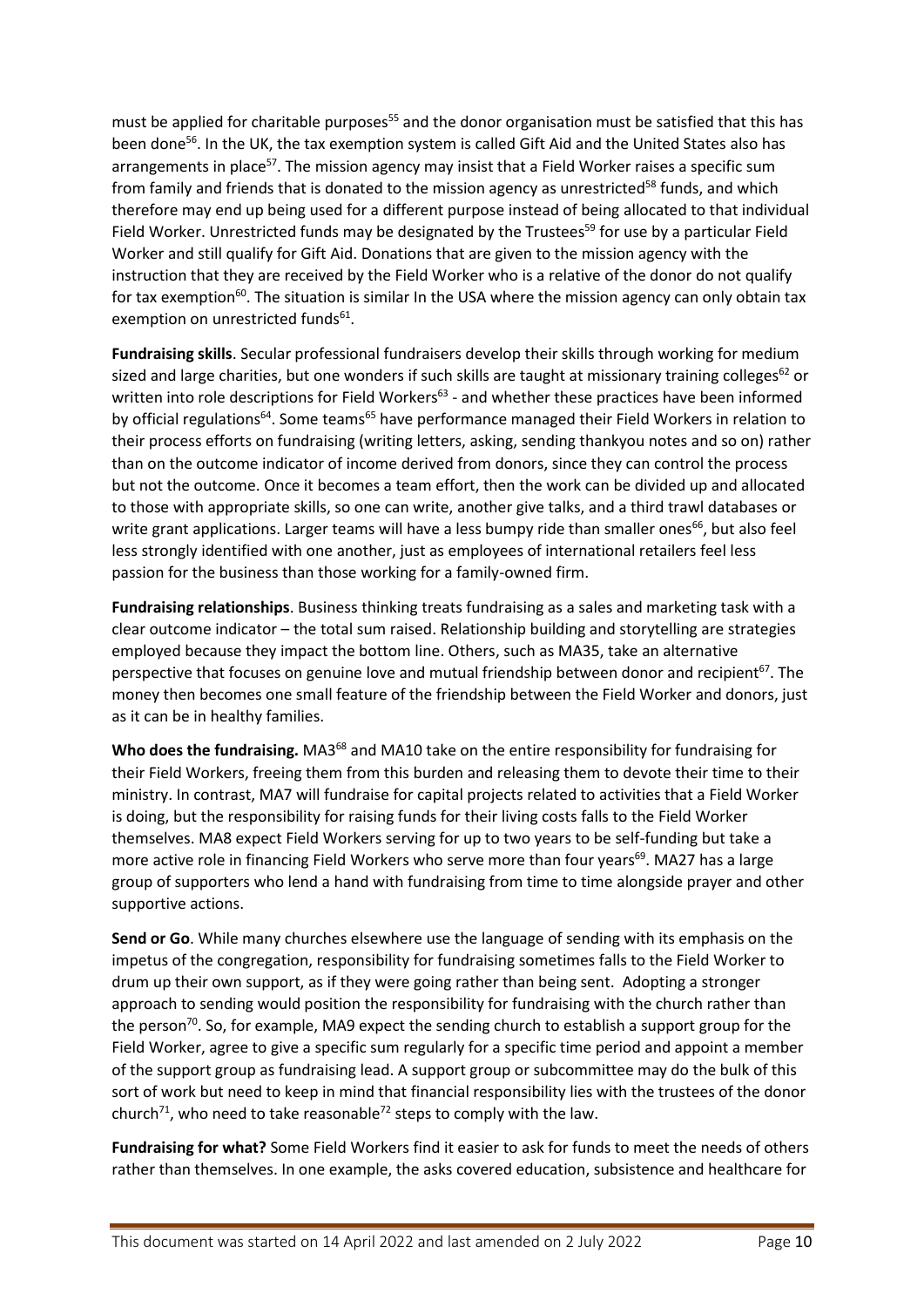must be applied for charitable purposes[55] and the donor organisation must be satisfied that this has been done[56]. In the UK, the tax exemption system is called Gift Aid and the United States also has arrangements in place[57]. The mission agency may insist that a Field Worker raises a specific sum from family and friends that is donated to the mission agency as unrestricted[58] funds, and which therefore may end up being used for a different purpose instead of being allocated to that individual Field Worker. Unrestricted funds may be designated by the Trustees[59] for use by a particular Field Worker and still qualify for Gift Aid. Donations that are given to the mission agency with the instruction that they are received by the Field Worker who is a relative of the donor do not qualify for tax exemption[60]. The situation is similar In the USA where the mission agency can only obtain tax exemption on unrestricted funds[61].

**Fundraising skills**. Secular professional fundraisers develop their skills through working for medium sized and large charities, but one wonders if such skills are taught at missionary training colleges[62] or written into role descriptions for Field Workers[63] - and whether these practices have been informed by official regulations[64]. Some teams[65] have performance managed their Field Workers in relation to their process efforts on fundraising (writing letters, asking, sending thankyou notes and so on) rather than on the outcome indicator of income derived from donors, since they can control the process but not the outcome. Once it becomes a team effort, then the work can be divided up and allocated to those with appropriate skills, so one can write, another give talks, and a third trawl databases or write grant applications. Larger teams will have a less bumpy ride than smaller ones[66], but also feel less strongly identified with one another, just as employees of international retailers feel less passion for the business than those working for a family-owned firm.

**Fundraising relationships**. Business thinking treats fundraising as a sales and marketing task with a clear outcome indicator – the total sum raised. Relationship building and storytelling are strategies employed because they impact the bottom line. Others, such as MA35, take an alternative perspective that focuses on genuine love and mutual friendship between donor and recipient[67]. The money then becomes one small feature of the friendship between the Field Worker and donors, just as it can be in healthy families.

**Who does the fundraising.** MA3[68] and MA10 take on the entire responsibility for fundraising for their Field Workers, freeing them from this burden and releasing them to devote their time to their ministry. In contrast, MA7 will fundraise for capital projects related to activities that a Field Worker is doing, but the responsibility for raising funds for their living costs falls to the Field Worker themselves. MA8 expect Field Workers serving for up to two years to be self-funding but take a more active role in financing Field Workers who serve more than four years[69]. MA27 has a large group of supporters who lend a hand with fundraising from time to time alongside prayer and other supportive actions.

**Send or Go**. While many churches elsewhere use the language of sending with its emphasis on the impetus of the congregation, responsibility for fundraising sometimes falls to the Field Worker to drum up their own support, as if they were going rather than being sent. Adopting a stronger approach to sending would position the responsibility for fundraising with the church rather than the person[70]. So, for example, MA9 expect the sending church to establish a support group for the Field Worker, agree to give a specific sum regularly for a specific time period and appoint a member of the support group as fundraising lead. A support group or subcommittee may do the bulk of this sort of work but need to keep in mind that financial responsibility lies with the trustees of the donor church[71], who need to take reasonable[72] steps to comply with the law.

**Fundraising for what?** Some Field Workers find it easier to ask for funds to meet the needs of others rather than themselves. In one example, the asks covered education, subsistence and healthcare for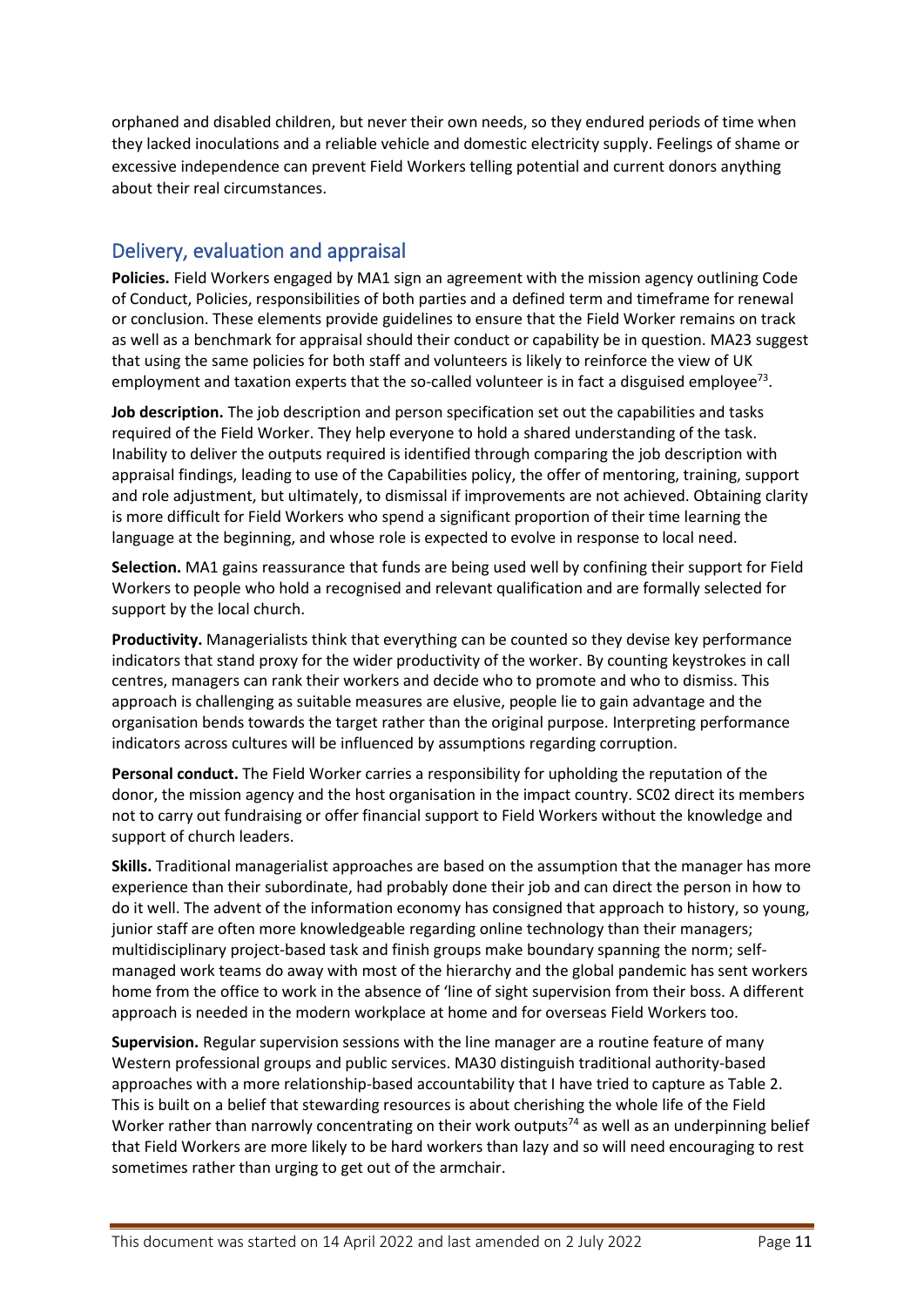orphaned and disabled children, but never their own needs, so they endured periods of time when they lacked inoculations and a reliable vehicle and domestic electricity supply. Feelings of shame or excessive independence can prevent Field Workers telling potential and current donors anything about their real circumstances.

## Delivery, evaluation and appraisal

**Policies.** Field Workers engaged by MA1 sign an agreement with the mission agency outlining Code of Conduct, Policies, responsibilities of both parties and a defined term and timeframe for renewal or conclusion. These elements provide guidelines to ensure that the Field Worker remains on track as well as a benchmark for appraisal should their conduct or capability be in question. MA23 suggest that using the same policies for both staff and volunteers is likely to reinforce the view of UK employment and taxation experts that the so-called volunteer is in fact a disguised employee[73].

**Job description.** The job description and person specification set out the capabilities and tasks required of the Field Worker. They help everyone to hold a shared understanding of the task. Inability to deliver the outputs required is identified through comparing the job description with appraisal findings, leading to use of the Capabilities policy, the offer of mentoring, training, support and role adjustment, but ultimately, to dismissal if improvements are not achieved. Obtaining clarity is more difficult for Field Workers who spend a significant proportion of their time learning the language at the beginning, and whose role is expected to evolve in response to local need.

**Selection.** MA1 gains reassurance that funds are being used well by confining their support for Field Workers to people who hold a recognised and relevant qualification and are formally selected for support by the local church.

**Productivity.** Managerialists think that everything can be counted so they devise key performance indicators that stand proxy for the wider productivity of the worker. By counting keystrokes in call centres, managers can rank their workers and decide who to promote and who to dismiss. This approach is challenging as suitable measures are elusive, people lie to gain advantage and the organisation bends towards the target rather than the original purpose. Interpreting performance indicators across cultures will be influenced by assumptions regarding corruption.

**Personal conduct.** The Field Worker carries a responsibility for upholding the reputation of the donor, the mission agency and the host organisation in the impact country. SC02 direct its members not to carry out fundraising or offer financial support to Field Workers without the knowledge and support of church leaders.

**Skills.** Traditional managerialist approaches are based on the assumption that the manager has more experience than their subordinate, had probably done their job and can direct the person in how to do it well. The advent of the information economy has consigned that approach to history, so young, junior staff are often more knowledgeable regarding online technology than their managers; multidisciplinary project-based task and finish groups make boundary spanning the norm; self-managed work teams do away with most of the hierarchy and the global pandemic has sent workers home from the office to work in the absence of 'line of sight supervision from their boss. A different approach is needed in the modern workplace at home and for overseas Field Workers too.

**Supervision.** Regular supervision sessions with the line manager are a routine feature of many Western professional groups and public services. MA30 distinguish traditional authority-based approaches with a more relationship-based accountability that I have tried to capture as Table 2. This is built on a belief that stewarding resources is about cherishing the whole life of the Field Worker rather than narrowly concentrating on their work outputs[74] as well as an underpinning belief that Field Workers are more likely to be hard workers than lazy and so will need encouraging to rest sometimes rather than urging to get out of the armchair.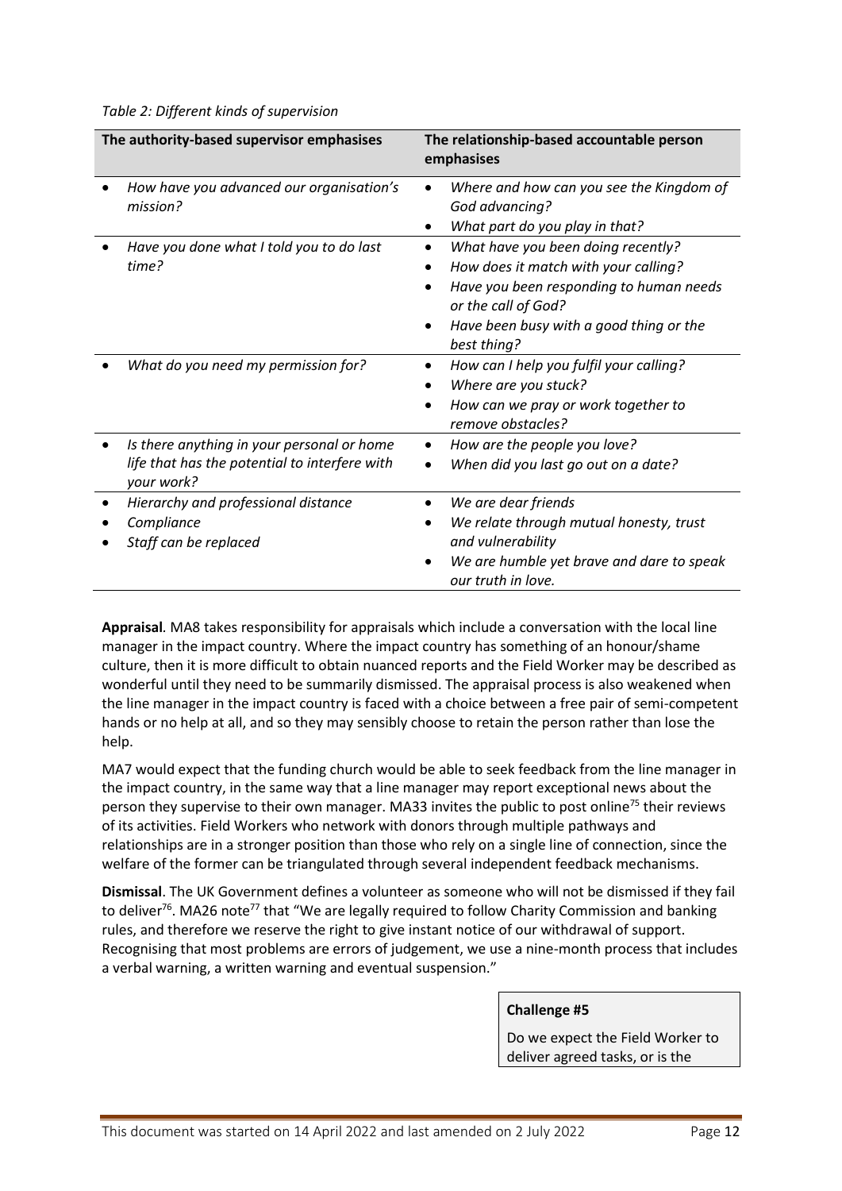*Table 2: Different kinds of supervision*

| The authority-based supervisor emphasises | The relationship-based accountable person emphasises |
| --- | --- |
| • *How have you advanced our organisation's mission?* | • *Where and how can you see the Kingdom of God advancing?* <br> • *What part do you play in that?* |
| • *Have you done what I told you to do last time?* | • *What have you been doing recently?* <br> • *How does it match with your calling?* <br> • *Have you been responding to human needs or the call of God?* <br> • *Have been busy with a good thing or the best thing?* |
| • *What do you need my permission for?* | • *How can I help you fulfil your calling?* <br> • *Where are you stuck?* <br> • *How can we pray or work together to remove obstacles?* |
| • *Is there anything in your personal or home life that has the potential to interfere with your work?* | • *How are the people you love?* <br> • *When did you last go out on a date?* |
| • *Hierarchy and professional distance* <br> • *Compliance* <br> • *Staff can be replaced* | • *We are dear friends* <br> • *We relate through mutual honesty, trust and vulnerability* <br> • *We are humble yet brave and dare to speak our truth in love.* |

**Appraisal**. MA8 takes responsibility for appraisals which include a conversation with the local line manager in the impact country. Where the impact country has something of an honour/shame culture, then it is more difficult to obtain nuanced reports and the Field Worker may be described as wonderful until they need to be summarily dismissed. The appraisal process is also weakened when the line manager in the impact country is faced with a choice between a free pair of semi-competent hands or no help at all, and so they may sensibly choose to retain the person rather than lose the help.

MA7 would expect that the funding church would be able to seek feedback from the line manager in the impact country, in the same way that a line manager may report exceptional news about the person they supervise to their own manager. MA33 invites the public to post online[75] their reviews of its activities. Field Workers who network with donors through multiple pathways and relationships are in a stronger position than those who rely on a single line of connection, since the welfare of the former can be triangulated through several independent feedback mechanisms.

**Dismissal**. The UK Government defines a volunteer as someone who will not be dismissed if they fail to deliver[76]. MA26 note[77] that "We are legally required to follow Charity Commission and banking rules, and therefore we reserve the right to give instant notice of our withdrawal of support. Recognising that most problems are errors of judgement, we use a nine-month process that includes a verbal warning, a written warning and eventual suspension."

**Challenge #5**

Do we expect the Field Worker to deliver agreed tasks, or is the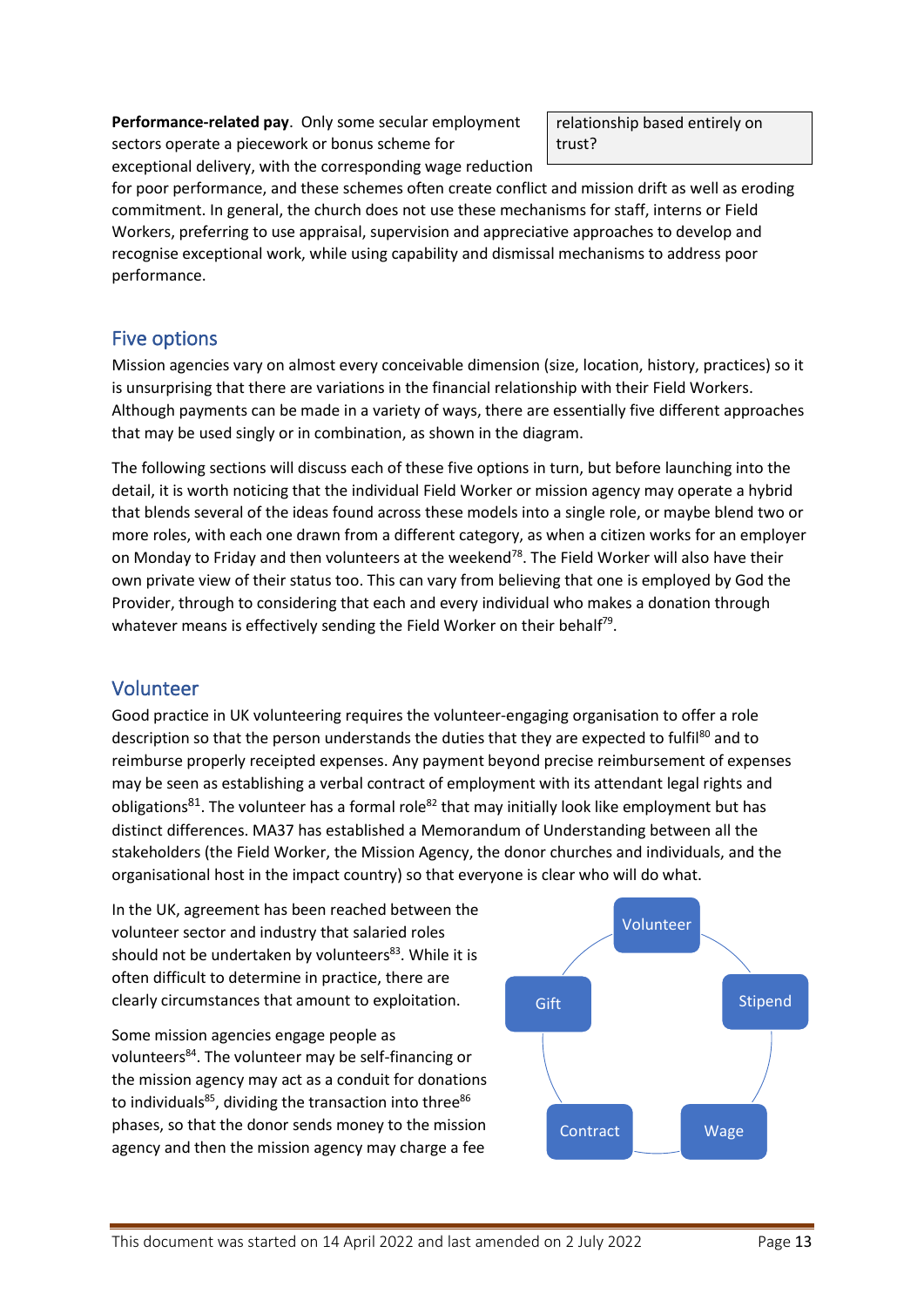relationship based entirely on trust?

**Performance-related pay**. Only some secular employment sectors operate a piecework or bonus scheme for exceptional delivery, with the corresponding wage reduction for poor performance, and these schemes often create conflict and mission drift as well as eroding commitment. In general, the church does not use these mechanisms for staff, interns or Field Workers, preferring to use appraisal, supervision and appreciative approaches to develop and recognise exceptional work, while using capability and dismissal mechanisms to address poor performance.

## Five options

Mission agencies vary on almost every conceivable dimension (size, location, history, practices) so it is unsurprising that there are variations in the financial relationship with their Field Workers. Although payments can be made in a variety of ways, there are essentially five different approaches that may be used singly or in combination, as shown in the diagram.

The following sections will discuss each of these five options in turn, but before launching into the detail, it is worth noticing that the individual Field Worker or mission agency may operate a hybrid that blends several of the ideas found across these models into a single role, or maybe blend two or more roles, with each one drawn from a different category, as when a citizen works for an employer on Monday to Friday and then volunteers at the weekend[78]. The Field Worker will also have their own private view of their status too. This can vary from believing that one is employed by God the Provider, through to considering that each and every individual who makes a donation through whatever means is effectively sending the Field Worker on their behalf[79].

## Volunteer

Good practice in UK volunteering requires the volunteer-engaging organisation to offer a role description so that the person understands the duties that they are expected to fulfil[80] and to reimburse properly receipted expenses. Any payment beyond precise reimbursement of expenses may be seen as establishing a verbal contract of employment with its attendant legal rights and obligations[81]. The volunteer has a formal role[82] that may initially look like employment but has distinct differences. MA37 has established a Memorandum of Understanding between all the stakeholders (the Field Worker, the Mission Agency, the donor churches and individuals, and the organisational host in the impact country) so that everyone is clear who will do what.

In the UK, agreement has been reached between the volunteer sector and industry that salaried roles should not be undertaken by volunteers[83]. While it is often difficult to determine in practice, there are clearly circumstances that amount to exploitation.

Volunteer – Stipend – Wage – Contract – Gift

Some mission agencies engage people as volunteers[84]. The volunteer may be self-financing or the mission agency may act as a conduit for donations to individuals[85], dividing the transaction into three[86] phases, so that the donor sends money to the mission agency and then the mission agency may charge a fee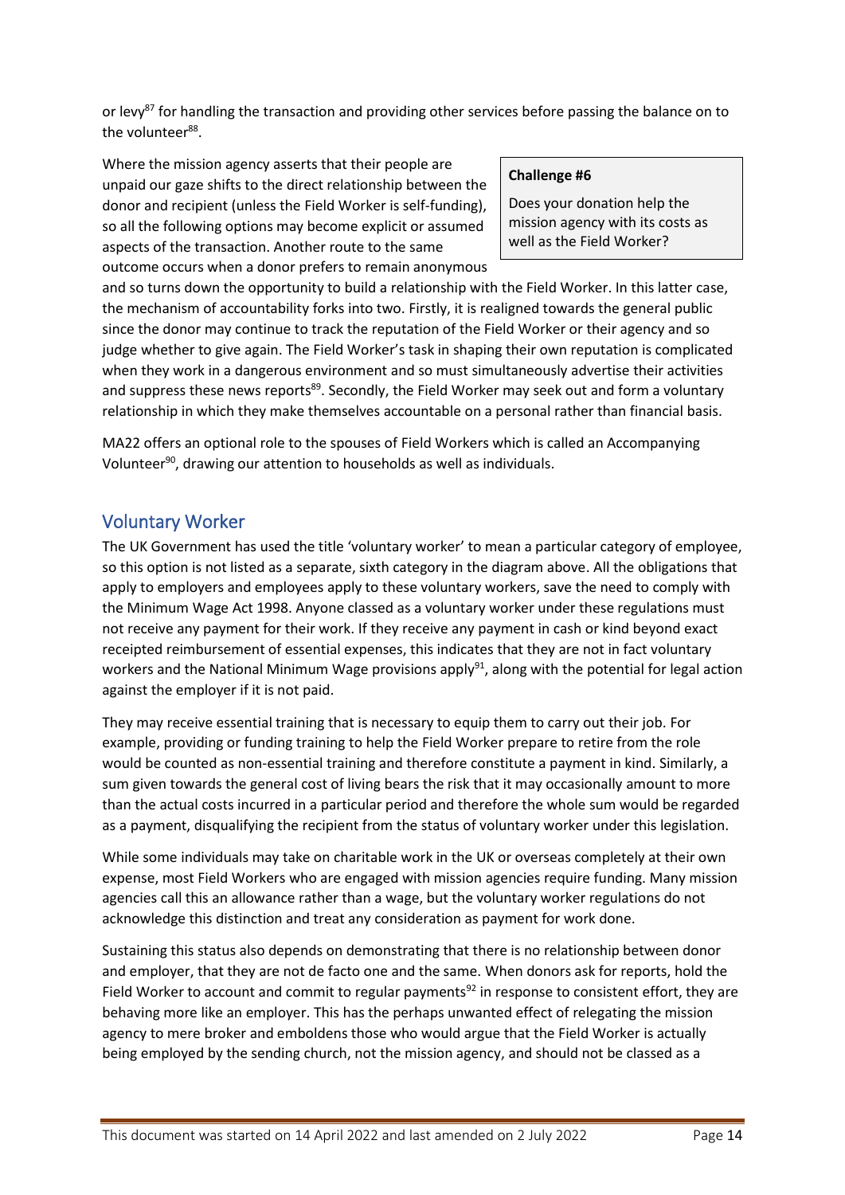or levy[87] for handling the transaction and providing other services before passing the balance on to the volunteer[88].

Where the mission agency asserts that their people are unpaid our gaze shifts to the direct relationship between the donor and recipient (unless the Field Worker is self-funding), so all the following options may become explicit or assumed aspects of the transaction. Another route to the same outcome occurs when a donor prefers to remain anonymous and so turns down the opportunity to build a relationship with the Field Worker. In this latter case, the mechanism of accountability forks into two. Firstly, it is realigned towards the general public since the donor may continue to track the reputation of the Field Worker or their agency and so judge whether to give again. The Field Worker's task in shaping their own reputation is complicated when they work in a dangerous environment and so must simultaneously advertise their activities and suppress these news reports[89]. Secondly, the Field Worker may seek out and form a voluntary relationship in which they make themselves accountable on a personal rather than financial basis.

> **Challenge #6**
>
> Does your donation help the mission agency with its costs as well as the Field Worker?

MA22 offers an optional role to the spouses of Field Workers which is called an Accompanying Volunteer[90], drawing our attention to households as well as individuals.

## Voluntary Worker

The UK Government has used the title 'voluntary worker' to mean a particular category of employee, so this option is not listed as a separate, sixth category in the diagram above. All the obligations that apply to employers and employees apply to these voluntary workers, save the need to comply with the Minimum Wage Act 1998. Anyone classed as a voluntary worker under these regulations must not receive any payment for their work. If they receive any payment in cash or kind beyond exact receipted reimbursement of essential expenses, this indicates that they are not in fact voluntary workers and the National Minimum Wage provisions apply[91], along with the potential for legal action against the employer if it is not paid.

They may receive essential training that is necessary to equip them to carry out their job. For example, providing or funding training to help the Field Worker prepare to retire from the role would be counted as non-essential training and therefore constitute a payment in kind. Similarly, a sum given towards the general cost of living bears the risk that it may occasionally amount to more than the actual costs incurred in a particular period and therefore the whole sum would be regarded as a payment, disqualifying the recipient from the status of voluntary worker under this legislation.

While some individuals may take on charitable work in the UK or overseas completely at their own expense, most Field Workers who are engaged with mission agencies require funding. Many mission agencies call this an allowance rather than a wage, but the voluntary worker regulations do not acknowledge this distinction and treat any consideration as payment for work done.

Sustaining this status also depends on demonstrating that there is no relationship between donor and employer, that they are not de facto one and the same. When donors ask for reports, hold the Field Worker to account and commit to regular payments[92] in response to consistent effort, they are behaving more like an employer. This has the perhaps unwanted effect of relegating the mission agency to mere broker and emboldens those who would argue that the Field Worker is actually being employed by the sending church, not the mission agency, and should not be classed as a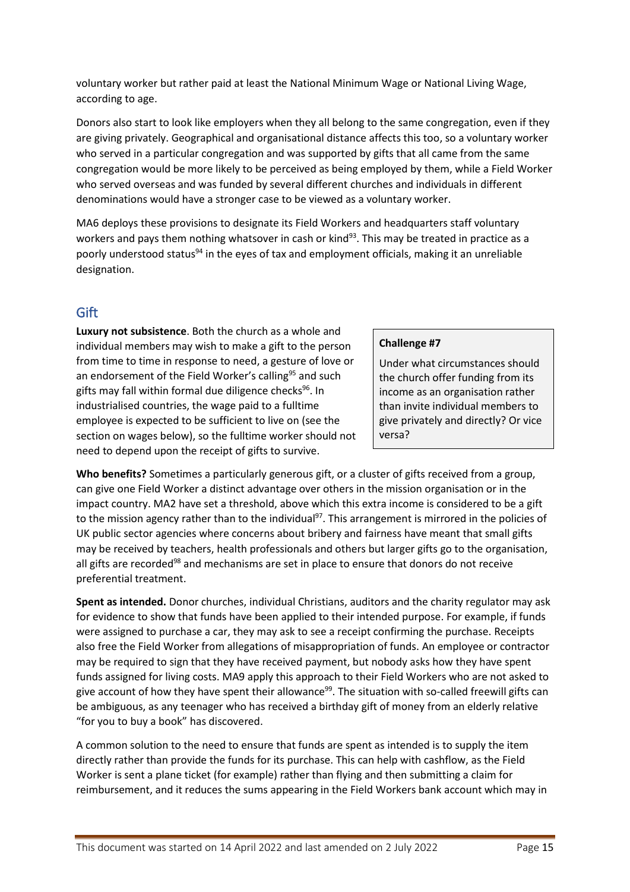voluntary worker but rather paid at least the National Minimum Wage or National Living Wage, according to age.

Donors also start to look like employers when they all belong to the same congregation, even if they are giving privately. Geographical and organisational distance affects this too, so a voluntary worker who served in a particular congregation and was supported by gifts that all came from the same congregation would be more likely to be perceived as being employed by them, while a Field Worker who served overseas and was funded by several different churches and individuals in different denominations would have a stronger case to be viewed as a voluntary worker.

MA6 deploys these provisions to designate its Field Workers and headquarters staff voluntary workers and pays them nothing whatsover in cash or kind[93]. This may be treated in practice as a poorly understood status[94] in the eyes of tax and employment officials, making it an unreliable designation.

## Gift

**Luxury not subsistence**. Both the church as a whole and individual members may wish to make a gift to the person from time to time in response to need, a gesture of love or an endorsement of the Field Worker's calling[95] and such gifts may fall within formal due diligence checks[96]. In industrialised countries, the wage paid to a fulltime employee is expected to be sufficient to live on (see the section on wages below), so the fulltime worker should not need to depend upon the receipt of gifts to survive.

> **Challenge #7**
>
> Under what circumstances should the church offer funding from its income as an organisation rather than invite individual members to give privately and directly? Or vice versa?

**Who benefits?** Sometimes a particularly generous gift, or a cluster of gifts received from a group, can give one Field Worker a distinct advantage over others in the mission organisation or in the impact country. MA2 have set a threshold, above which this extra income is considered to be a gift to the mission agency rather than to the individual[97]. This arrangement is mirrored in the policies of UK public sector agencies where concerns about bribery and fairness have meant that small gifts may be received by teachers, health professionals and others but larger gifts go to the organisation, all gifts are recorded[98] and mechanisms are set in place to ensure that donors do not receive preferential treatment.

**Spent as intended.** Donor churches, individual Christians, auditors and the charity regulator may ask for evidence to show that funds have been applied to their intended purpose. For example, if funds were assigned to purchase a car, they may ask to see a receipt confirming the purchase. Receipts also free the Field Worker from allegations of misappropriation of funds. An employee or contractor may be required to sign that they have received payment, but nobody asks how they have spent funds assigned for living costs. MA9 apply this approach to their Field Workers who are not asked to give account of how they have spent their allowance[99]. The situation with so-called freewill gifts can be ambiguous, as any teenager who has received a birthday gift of money from an elderly relative "for you to buy a book" has discovered.

A common solution to the need to ensure that funds are spent as intended is to supply the item directly rather than provide the funds for its purchase. This can help with cashflow, as the Field Worker is sent a plane ticket (for example) rather than flying and then submitting a claim for reimbursement, and it reduces the sums appearing in the Field Workers bank account which may in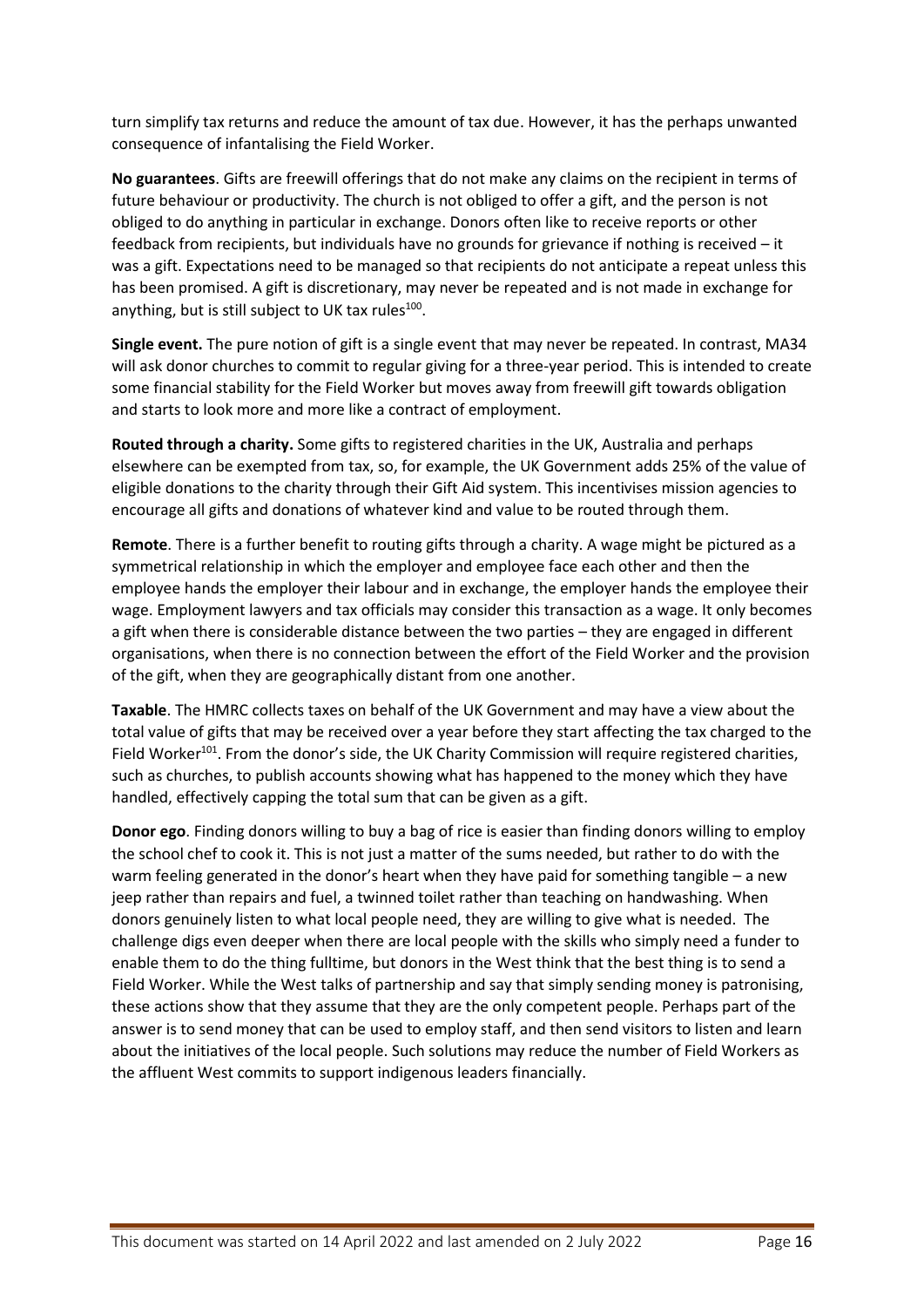turn simplify tax returns and reduce the amount of tax due. However, it has the perhaps unwanted consequence of infantalising the Field Worker.

**No guarantees**. Gifts are freewill offerings that do not make any claims on the recipient in terms of future behaviour or productivity. The church is not obliged to offer a gift, and the person is not obliged to do anything in particular in exchange. Donors often like to receive reports or other feedback from recipients, but individuals have no grounds for grievance if nothing is received – it was a gift. Expectations need to be managed so that recipients do not anticipate a repeat unless this has been promised. A gift is discretionary, may never be repeated and is not made in exchange for anything, but is still subject to UK tax rules[100].

**Single event.** The pure notion of gift is a single event that may never be repeated. In contrast, MA34 will ask donor churches to commit to regular giving for a three-year period. This is intended to create some financial stability for the Field Worker but moves away from freewill gift towards obligation and starts to look more and more like a contract of employment.

**Routed through a charity.** Some gifts to registered charities in the UK, Australia and perhaps elsewhere can be exempted from tax, so, for example, the UK Government adds 25% of the value of eligible donations to the charity through their Gift Aid system. This incentivises mission agencies to encourage all gifts and donations of whatever kind and value to be routed through them.

**Remote**. There is a further benefit to routing gifts through a charity. A wage might be pictured as a symmetrical relationship in which the employer and employee face each other and then the employee hands the employer their labour and in exchange, the employer hands the employee their wage. Employment lawyers and tax officials may consider this transaction as a wage. It only becomes a gift when there is considerable distance between the two parties – they are engaged in different organisations, when there is no connection between the effort of the Field Worker and the provision of the gift, when they are geographically distant from one another.

**Taxable**. The HMRC collects taxes on behalf of the UK Government and may have a view about the total value of gifts that may be received over a year before they start affecting the tax charged to the Field Worker[101]. From the donor's side, the UK Charity Commission will require registered charities, such as churches, to publish accounts showing what has happened to the money which they have handled, effectively capping the total sum that can be given as a gift.

**Donor ego**. Finding donors willing to buy a bag of rice is easier than finding donors willing to employ the school chef to cook it. This is not just a matter of the sums needed, but rather to do with the warm feeling generated in the donor's heart when they have paid for something tangible – a new jeep rather than repairs and fuel, a twinned toilet rather than teaching on handwashing. When donors genuinely listen to what local people need, they are willing to give what is needed. The challenge digs even deeper when there are local people with the skills who simply need a funder to enable them to do the thing fulltime, but donors in the West think that the best thing is to send a Field Worker. While the West talks of partnership and say that simply sending money is patronising, these actions show that they assume that they are the only competent people. Perhaps part of the answer is to send money that can be used to employ staff, and then send visitors to listen and learn about the initiatives of the local people. Such solutions may reduce the number of Field Workers as the affluent West commits to support indigenous leaders financially.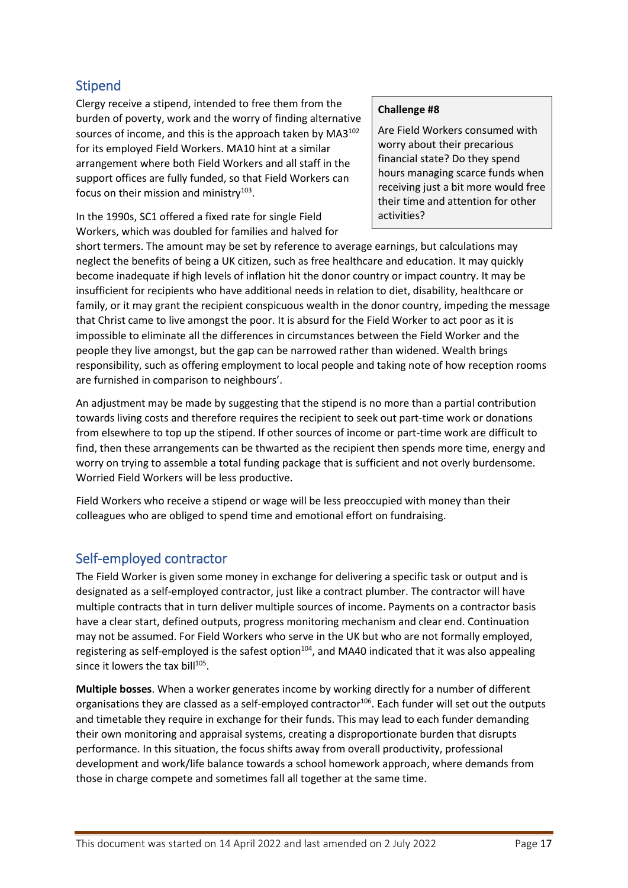## Stipend

Clergy receive a stipend, intended to free them from the burden of poverty, work and the worry of finding alternative sources of income, and this is the approach taken by MA3[102] for its employed Field Workers. MA10 hint at a similar arrangement where both Field Workers and all staff in the support offices are fully funded, so that Field Workers can focus on their mission and ministry[103].

> **Challenge #8**
>
> Are Field Workers consumed with worry about their precarious financial state? Do they spend hours managing scarce funds when receiving just a bit more would free their time and attention for other activities?

In the 1990s, SC1 offered a fixed rate for single Field Workers, which was doubled for families and halved for short termers. The amount may be set by reference to average earnings, but calculations may neglect the benefits of being a UK citizen, such as free healthcare and education. It may quickly become inadequate if high levels of inflation hit the donor country or impact country. It may be insufficient for recipients who have additional needs in relation to diet, disability, healthcare or family, or it may grant the recipient conspicuous wealth in the donor country, impeding the message that Christ came to live amongst the poor. It is absurd for the Field Worker to act poor as it is impossible to eliminate all the differences in circumstances between the Field Worker and the people they live amongst, but the gap can be narrowed rather than widened. Wealth brings responsibility, such as offering employment to local people and taking note of how reception rooms are furnished in comparison to neighbours'.

An adjustment may be made by suggesting that the stipend is no more than a partial contribution towards living costs and therefore requires the recipient to seek out part-time work or donations from elsewhere to top up the stipend. If other sources of income or part-time work are difficult to find, then these arrangements can be thwarted as the recipient then spends more time, energy and worry on trying to assemble a total funding package that is sufficient and not overly burdensome. Worried Field Workers will be less productive.

Field Workers who receive a stipend or wage will be less preoccupied with money than their colleagues who are obliged to spend time and emotional effort on fundraising.

## Self-employed contractor

The Field Worker is given some money in exchange for delivering a specific task or output and is designated as a self-employed contractor, just like a contract plumber. The contractor will have multiple contracts that in turn deliver multiple sources of income. Payments on a contractor basis have a clear start, defined outputs, progress monitoring mechanism and clear end. Continuation may not be assumed. For Field Workers who serve in the UK but who are not formally employed, registering as self-employed is the safest option[104], and MA40 indicated that it was also appealing since it lowers the tax bill[105].

**Multiple bosses**. When a worker generates income by working directly for a number of different organisations they are classed as a self-employed contractor[106]. Each funder will set out the outputs and timetable they require in exchange for their funds. This may lead to each funder demanding their own monitoring and appraisal systems, creating a disproportionate burden that disrupts performance. In this situation, the focus shifts away from overall productivity, professional development and work/life balance towards a school homework approach, where demands from those in charge compete and sometimes fall all together at the same time.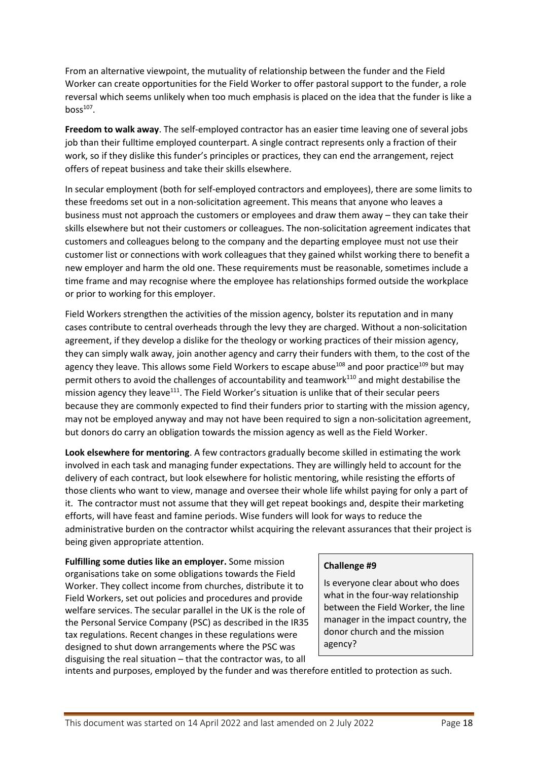From an alternative viewpoint, the mutuality of relationship between the funder and the Field Worker can create opportunities for the Field Worker to offer pastoral support to the funder, a role reversal which seems unlikely when too much emphasis is placed on the idea that the funder is like a boss[107].

**Freedom to walk away**. The self-employed contractor has an easier time leaving one of several jobs job than their fulltime employed counterpart. A single contract represents only a fraction of their work, so if they dislike this funder's principles or practices, they can end the arrangement, reject offers of repeat business and take their skills elsewhere.

In secular employment (both for self-employed contractors and employees), there are some limits to these freedoms set out in a non-solicitation agreement. This means that anyone who leaves a business must not approach the customers or employees and draw them away – they can take their skills elsewhere but not their customers or colleagues. The non-solicitation agreement indicates that customers and colleagues belong to the company and the departing employee must not use their customer list or connections with work colleagues that they gained whilst working there to benefit a new employer and harm the old one. These requirements must be reasonable, sometimes include a time frame and may recognise where the employee has relationships formed outside the workplace or prior to working for this employer.

Field Workers strengthen the activities of the mission agency, bolster its reputation and in many cases contribute to central overheads through the levy they are charged. Without a non-solicitation agreement, if they develop a dislike for the theology or working practices of their mission agency, they can simply walk away, join another agency and carry their funders with them, to the cost of the agency they leave. This allows some Field Workers to escape abuse[108] and poor practice[109] but may permit others to avoid the challenges of accountability and teamwork[110] and might destabilise the mission agency they leave[111]. The Field Worker's situation is unlike that of their secular peers because they are commonly expected to find their funders prior to starting with the mission agency, may not be employed anyway and may not have been required to sign a non-solicitation agreement, but donors do carry an obligation towards the mission agency as well as the Field Worker.

**Look elsewhere for mentoring**. A few contractors gradually become skilled in estimating the work involved in each task and managing funder expectations. They are willingly held to account for the delivery of each contract, but look elsewhere for holistic mentoring, while resisting the efforts of those clients who want to view, manage and oversee their whole life whilst paying for only a part of it. The contractor must not assume that they will get repeat bookings and, despite their marketing efforts, will have feast and famine periods. Wise funders will look for ways to reduce the administrative burden on the contractor whilst acquiring the relevant assurances that their project is being given appropriate attention.

**Fulfilling some duties like an employer.** Some mission organisations take on some obligations towards the Field Worker. They collect income from churches, distribute it to Field Workers, set out policies and procedures and provide welfare services. The secular parallel in the UK is the role of the Personal Service Company (PSC) as described in the IR35 tax regulations. Recent changes in these regulations were designed to shut down arrangements where the PSC was disguising the real situation – that the contractor was, to all intents and purposes, employed by the funder and was therefore entitled to protection as such.

> **Challenge #9**
>
> Is everyone clear about who does what in the four-way relationship between the Field Worker, the line manager in the impact country, the donor church and the mission agency?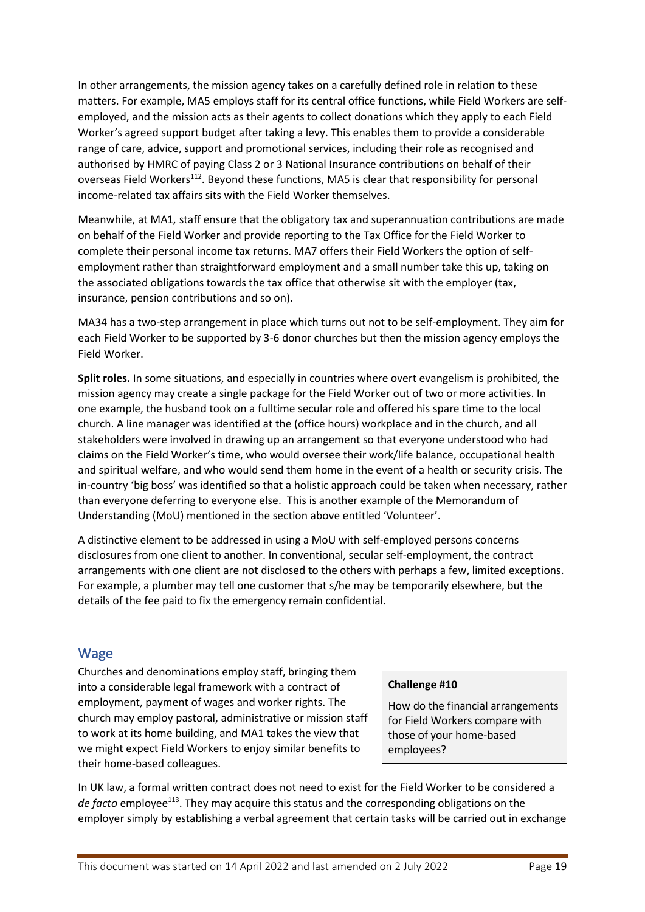In other arrangements, the mission agency takes on a carefully defined role in relation to these matters. For example, MA5 employs staff for its central office functions, while Field Workers are self-employed, and the mission acts as their agents to collect donations which they apply to each Field Worker's agreed support budget after taking a levy. This enables them to provide a considerable range of care, advice, support and promotional services, including their role as recognised and authorised by HMRC of paying Class 2 or 3 National Insurance contributions on behalf of their overseas Field Workers[112]. Beyond these functions, MA5 is clear that responsibility for personal income-related tax affairs sits with the Field Worker themselves.

Meanwhile, at MA1*,* staff ensure that the obligatory tax and superannuation contributions are made on behalf of the Field Worker and provide reporting to the Tax Office for the Field Worker to complete their personal income tax returns. MA7 offers their Field Workers the option of self-employment rather than straightforward employment and a small number take this up, taking on the associated obligations towards the tax office that otherwise sit with the employer (tax, insurance, pension contributions and so on).

MA34 has a two-step arrangement in place which turns out not to be self-employment. They aim for each Field Worker to be supported by 3-6 donor churches but then the mission agency employs the Field Worker.

**Split roles.** In some situations, and especially in countries where overt evangelism is prohibited, the mission agency may create a single package for the Field Worker out of two or more activities. In one example, the husband took on a fulltime secular role and offered his spare time to the local church. A line manager was identified at the (office hours) workplace and in the church, and all stakeholders were involved in drawing up an arrangement so that everyone understood who had claims on the Field Worker's time, who would oversee their work/life balance, occupational health and spiritual welfare, and who would send them home in the event of a health or security crisis. The in-country 'big boss' was identified so that a holistic approach could be taken when necessary, rather than everyone deferring to everyone else. This is another example of the Memorandum of Understanding (MoU) mentioned in the section above entitled 'Volunteer'.

A distinctive element to be addressed in using a MoU with self-employed persons concerns disclosures from one client to another. In conventional, secular self-employment, the contract arrangements with one client are not disclosed to the others with perhaps a few, limited exceptions. For example, a plumber may tell one customer that s/he may be temporarily elsewhere, but the details of the fee paid to fix the emergency remain confidential.

## Wage

Churches and denominations employ staff, bringing them into a considerable legal framework with a contract of employment, payment of wages and worker rights. The church may employ pastoral, administrative or mission staff to work at its home building, and MA1 takes the view that we might expect Field Workers to enjoy similar benefits to their home-based colleagues.

> **Challenge #10**
>
> How do the financial arrangements for Field Workers compare with those of your home-based employees?

In UK law, a formal written contract does not need to exist for the Field Worker to be considered a *de facto* employee[113]. They may acquire this status and the corresponding obligations on the employer simply by establishing a verbal agreement that certain tasks will be carried out in exchange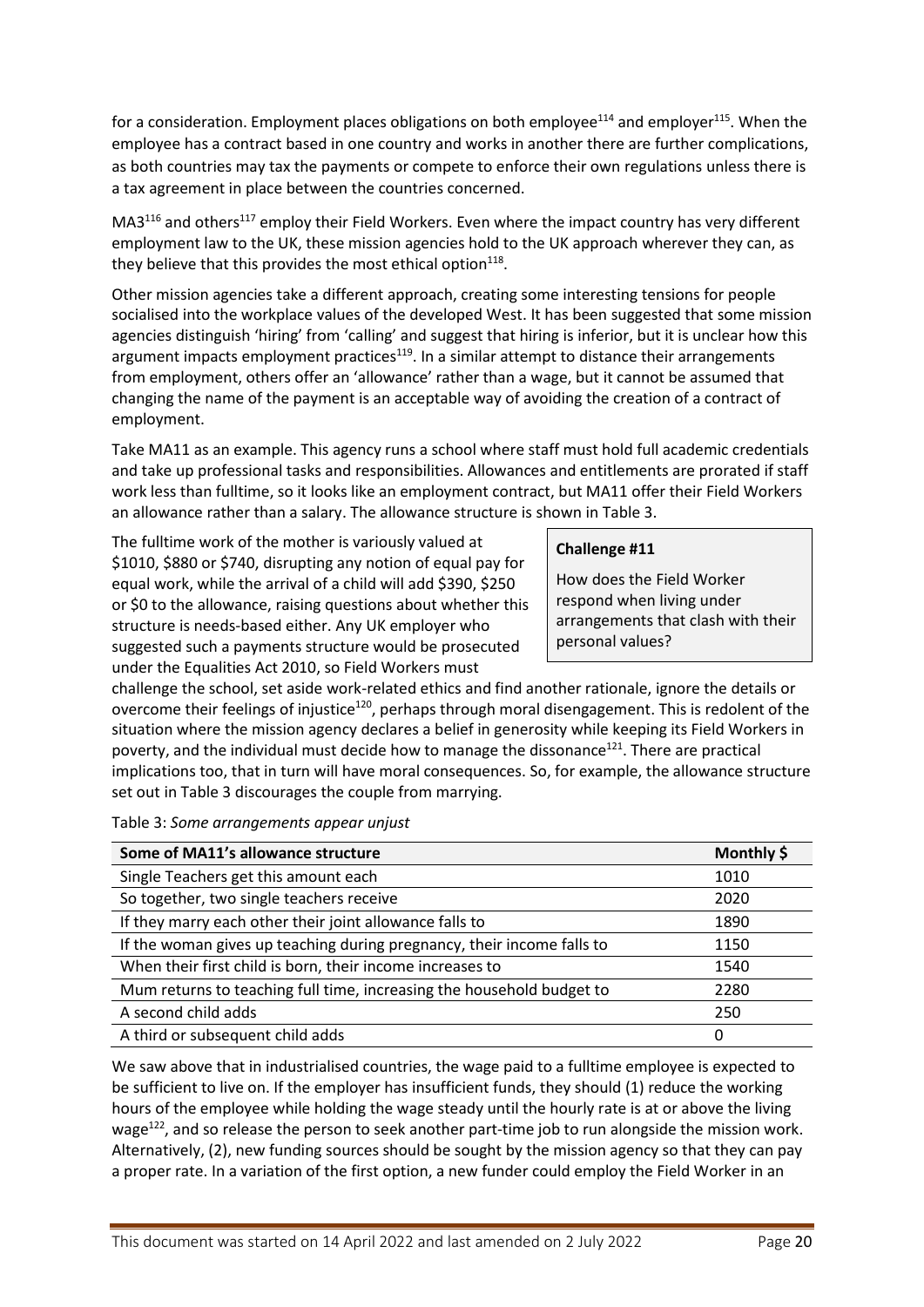for a consideration. Employment places obligations on both employee[114] and employer[115]. When the employee has a contract based in one country and works in another there are further complications, as both countries may tax the payments or compete to enforce their own regulations unless there is a tax agreement in place between the countries concerned.

MA3[116] and others[117] employ their Field Workers. Even where the impact country has very different employment law to the UK, these mission agencies hold to the UK approach wherever they can, as they believe that this provides the most ethical option[118].

Other mission agencies take a different approach, creating some interesting tensions for people socialised into the workplace values of the developed West. It has been suggested that some mission agencies distinguish 'hiring' from 'calling' and suggest that hiring is inferior, but it is unclear how this argument impacts employment practices[119]. In a similar attempt to distance their arrangements from employment, others offer an 'allowance' rather than a wage, but it cannot be assumed that changing the name of the payment is an acceptable way of avoiding the creation of a contract of employment.

Take MA11 as an example. This agency runs a school where staff must hold full academic credentials and take up professional tasks and responsibilities. Allowances and entitlements are prorated if staff work less than fulltime, so it looks like an employment contract, but MA11 offer their Field Workers an allowance rather than a salary. The allowance structure is shown in Table 3.

> **Challenge #11**
>
> How does the Field Worker respond when living under arrangements that clash with their personal values?

The fulltime work of the mother is variously valued at \$1010, \$880 or \$740, disrupting any notion of equal pay for equal work, while the arrival of a child will add \$390, \$250 or \$0 to the allowance, raising questions about whether this structure is needs-based either. Any UK employer who suggested such a payments structure would be prosecuted under the Equalities Act 2010, so Field Workers must challenge the school, set aside work-related ethics and find another rationale, ignore the details or overcome their feelings of injustice[120], perhaps through moral disengagement. This is redolent of the situation where the mission agency declares a belief in generosity while keeping its Field Workers in poverty, and the individual must decide how to manage the dissonance[121]. There are practical implications too, that in turn will have moral consequences. So, for example, the allowance structure set out in Table 3 discourages the couple from marrying.

Table 3: *Some arrangements appear unjust*

| Some of MA11's allowance structure | Monthly \$ |
|---|---|
| Single Teachers get this amount each | 1010 |
| So together, two single teachers receive | 2020 |
| If they marry each other their joint allowance falls to | 1890 |
| If the woman gives up teaching during pregnancy, their income falls to | 1150 |
| When their first child is born, their income increases to | 1540 |
| Mum returns to teaching full time, increasing the household budget to | 2280 |
| A second child adds | 250 |
| A third or subsequent child adds | 0 |

We saw above that in industrialised countries, the wage paid to a fulltime employee is expected to be sufficient to live on. If the employer has insufficient funds, they should (1) reduce the working hours of the employee while holding the wage steady until the hourly rate is at or above the living wage[122], and so release the person to seek another part-time job to run alongside the mission work. Alternatively, (2), new funding sources should be sought by the mission agency so that they can pay a proper rate. In a variation of the first option, a new funder could employ the Field Worker in an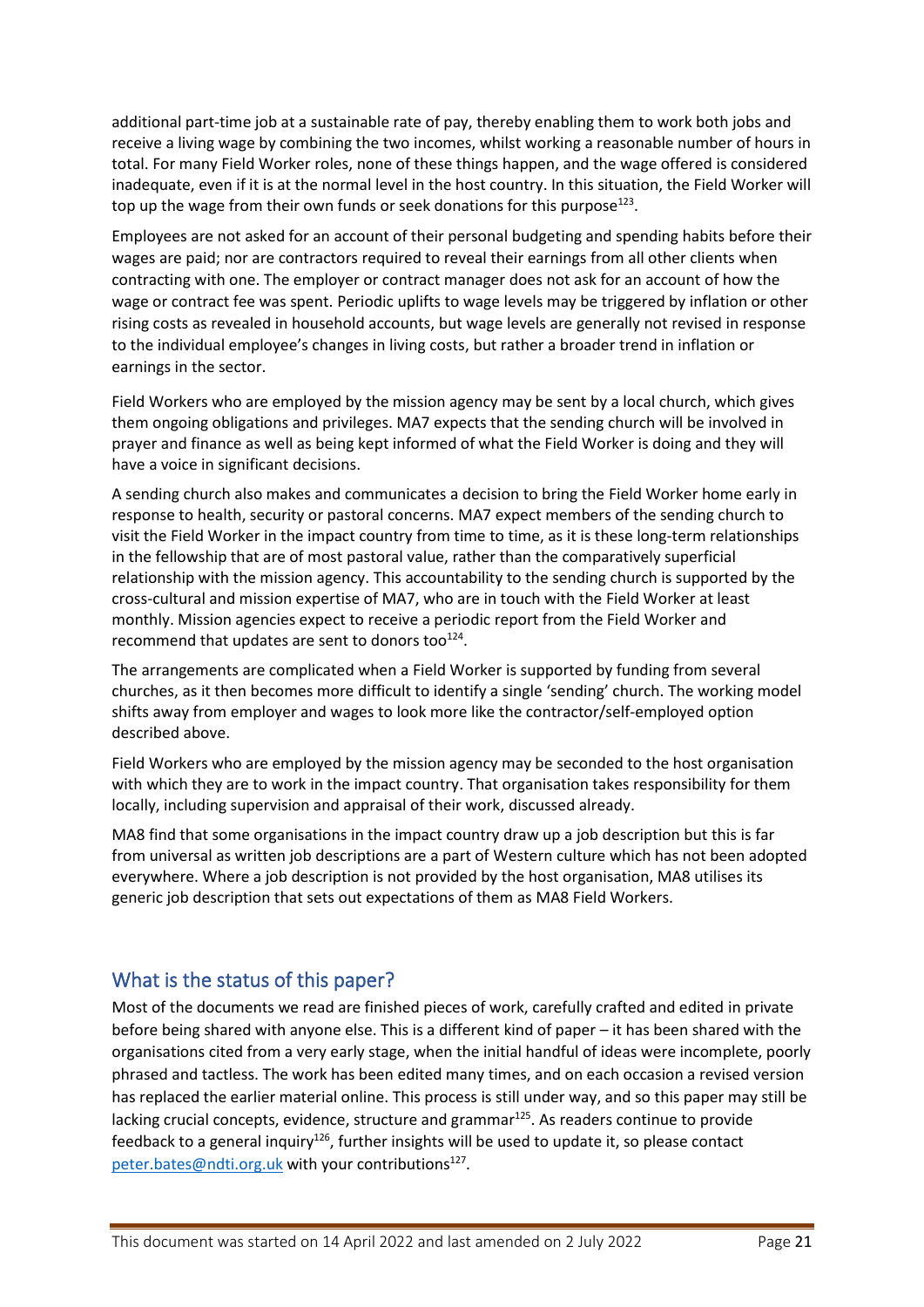additional part-time job at a sustainable rate of pay, thereby enabling them to work both jobs and receive a living wage by combining the two incomes, whilst working a reasonable number of hours in total. For many Field Worker roles, none of these things happen, and the wage offered is considered inadequate, even if it is at the normal level in the host country. In this situation, the Field Worker will top up the wage from their own funds or seek donations for this purpose[123].

Employees are not asked for an account of their personal budgeting and spending habits before their wages are paid; nor are contractors required to reveal their earnings from all other clients when contracting with one. The employer or contract manager does not ask for an account of how the wage or contract fee was spent. Periodic uplifts to wage levels may be triggered by inflation or other rising costs as revealed in household accounts, but wage levels are generally not revised in response to the individual employee's changes in living costs, but rather a broader trend in inflation or earnings in the sector.

Field Workers who are employed by the mission agency may be sent by a local church, which gives them ongoing obligations and privileges. MA7 expects that the sending church will be involved in prayer and finance as well as being kept informed of what the Field Worker is doing and they will have a voice in significant decisions.

A sending church also makes and communicates a decision to bring the Field Worker home early in response to health, security or pastoral concerns. MA7 expect members of the sending church to visit the Field Worker in the impact country from time to time, as it is these long-term relationships in the fellowship that are of most pastoral value, rather than the comparatively superficial relationship with the mission agency. This accountability to the sending church is supported by the cross-cultural and mission expertise of MA7, who are in touch with the Field Worker at least monthly. Mission agencies expect to receive a periodic report from the Field Worker and recommend that updates are sent to donors too[124].

The arrangements are complicated when a Field Worker is supported by funding from several churches, as it then becomes more difficult to identify a single 'sending' church. The working model shifts away from employer and wages to look more like the contractor/self-employed option described above.

Field Workers who are employed by the mission agency may be seconded to the host organisation with which they are to work in the impact country. That organisation takes responsibility for them locally, including supervision and appraisal of their work, discussed already.

MA8 find that some organisations in the impact country draw up a job description but this is far from universal as written job descriptions are a part of Western culture which has not been adopted everywhere. Where a job description is not provided by the host organisation, MA8 utilises its generic job description that sets out expectations of them as MA8 Field Workers.

## What is the status of this paper?

Most of the documents we read are finished pieces of work, carefully crafted and edited in private before being shared with anyone else. This is a different kind of paper – it has been shared with the organisations cited from a very early stage, when the initial handful of ideas were incomplete, poorly phrased and tactless. The work has been edited many times, and on each occasion a revised version has replaced the earlier material online. This process is still under way, and so this paper may still be lacking crucial concepts, evidence, structure and grammar[125]. As readers continue to provide feedback to a general inquiry[126], further insights will be used to update it, so please contact peter.bates@ndti.org.uk with your contributions[127].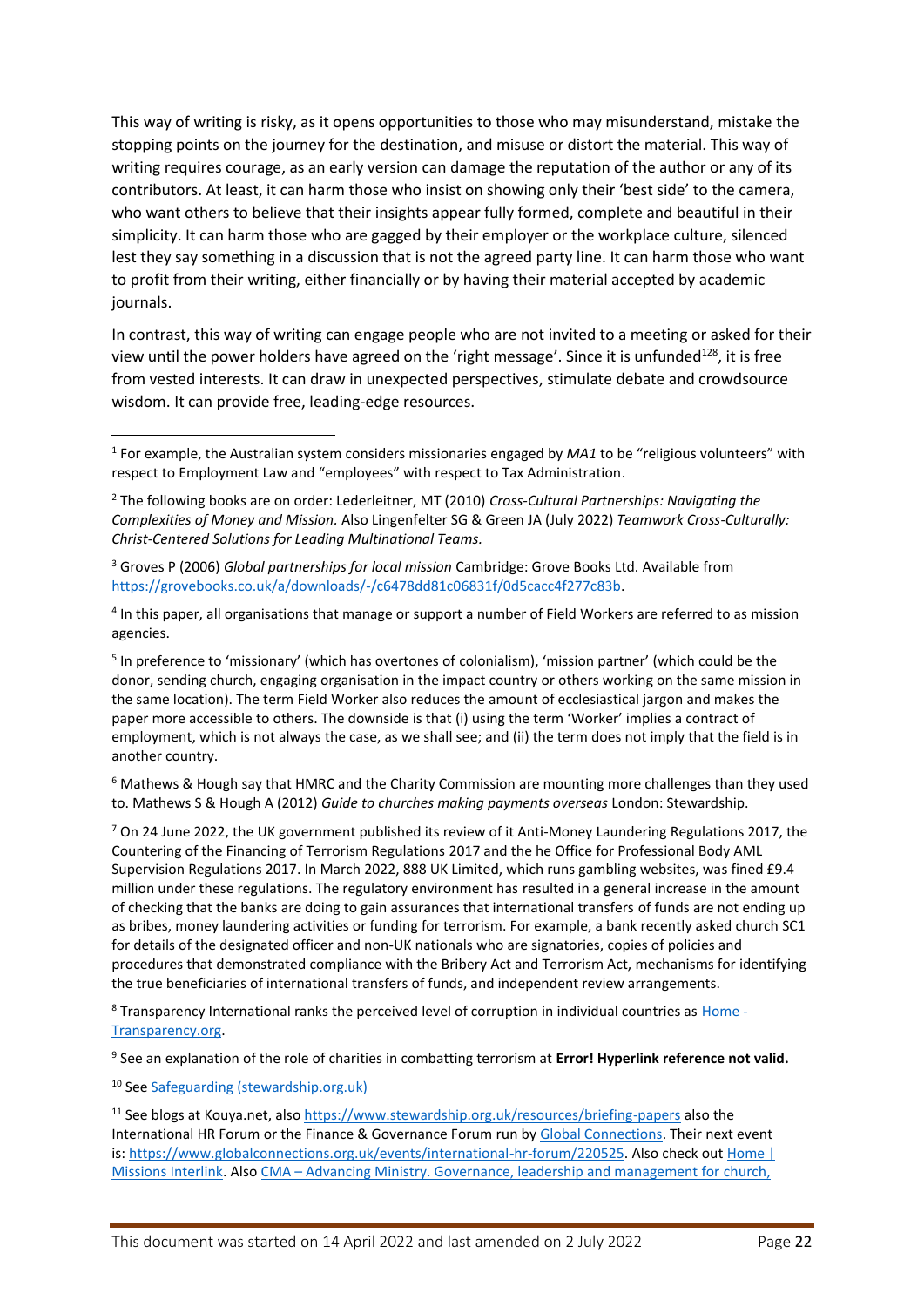This way of writing is risky, as it opens opportunities to those who may misunderstand, mistake the stopping points on the journey for the destination, and misuse or distort the material. This way of writing requires courage, as an early version can damage the reputation of the author or any of its contributors. At least, it can harm those who insist on showing only their 'best side' to the camera, who want others to believe that their insights appear fully formed, complete and beautiful in their simplicity. It can harm those who are gagged by their employer or the workplace culture, silenced lest they say something in a discussion that is not the agreed party line. It can harm those who want to profit from their writing, either financially or by having their material accepted by academic journals.

In contrast, this way of writing can engage people who are not invited to a meeting or asked for their view until the power holders have agreed on the 'right message'. Since it is unfunded[128], it is free from vested interests. It can draw in unexpected perspectives, stimulate debate and crowdsource wisdom. It can provide free, leading-edge resources.

---

[1] For example, the Australian system considers missionaries engaged by *MA1* to be "religious volunteers" with respect to Employment Law and "employees" with respect to Tax Administration.

[2] The following books are on order: Lederleitner, MT (2010) *Cross-Cultural Partnerships: Navigating the Complexities of Money and Mission.* Also Lingenfelter SG & Green JA (July 2022) *Teamwork Cross-Culturally: Christ-Centered Solutions for Leading Multinational Teams.*

[3] Groves P (2006) *Global partnerships for local mission* Cambridge: Grove Books Ltd. Available from https://grovebooks.co.uk/a/downloads/-/c6478dd81c06831f/0d5cacc4f277c83b.

[4] In this paper, all organisations that manage or support a number of Field Workers are referred to as mission agencies.

[5] In preference to 'missionary' (which has overtones of colonialism), 'mission partner' (which could be the donor, sending church, engaging organisation in the impact country or others working on the same mission in the same location). The term Field Worker also reduces the amount of ecclesiastical jargon and makes the paper more accessible to others. The downside is that (i) using the term 'Worker' implies a contract of employment, which is not always the case, as we shall see; and (ii) the term does not imply that the field is in another country.

[6] Mathews & Hough say that HMRC and the Charity Commission are mounting more challenges than they used to. Mathews S & Hough A (2012) *Guide to churches making payments overseas* London: Stewardship.

[7] On 24 June 2022, the UK government published its review of it Anti-Money Laundering Regulations 2017, the Countering of the Financing of Terrorism Regulations 2017 and the he Office for Professional Body AML Supervision Regulations 2017. In March 2022, 888 UK Limited, which runs gambling websites, was fined £9.4 million under these regulations. The regulatory environment has resulted in a general increase in the amount of checking that the banks are doing to gain assurances that international transfers of funds are not ending up as bribes, money laundering activities or funding for terrorism. For example, a bank recently asked church SC1 for details of the designated officer and non-UK nationals who are signatories, copies of policies and procedures that demonstrated compliance with the Bribery Act and Terrorism Act, mechanisms for identifying the true beneficiaries of international transfers of funds, and independent review arrangements.

[8] Transparency International ranks the perceived level of corruption in individual countries as Home - Transparency.org.

[9] See an explanation of the role of charities in combatting terrorism at **Error! Hyperlink reference not valid.**

[10] See Safeguarding (stewardship.org.uk)

[11] See blogs at Kouya.net, also https://www.stewardship.org.uk/resources/briefing-papers also the International HR Forum or the Finance & Governance Forum run by Global Connections. Their next event is: https://www.globalconnections.org.uk/events/international-hr-forum/220525. Also check out Home | Missions Interlink. Also CMA – Advancing Ministry. Governance, leadership and management for church,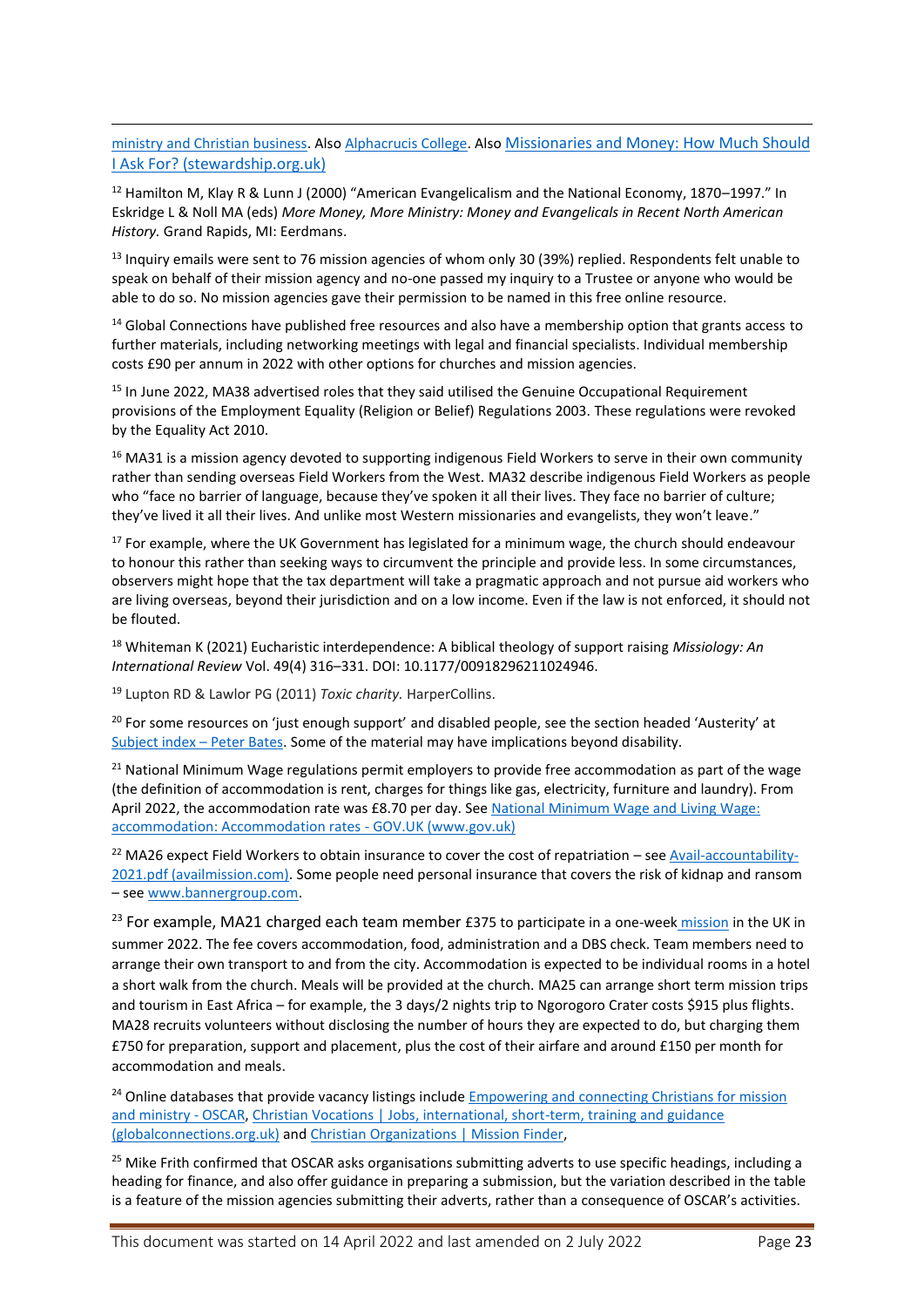ministry and Christian business. Also Alphacrucis College. Also Missionaries and Money: How Much Should I Ask For? (stewardship.org.uk)

[12] Hamilton M, Klay R & Lunn J (2000) "American Evangelicalism and the National Economy, 1870–1997." In Eskridge L & Noll MA (eds) *More Money, More Ministry: Money and Evangelicals in Recent North American History.* Grand Rapids, MI: Eerdmans.

[13] Inquiry emails were sent to 76 mission agencies of whom only 30 (39%) replied. Respondents felt unable to speak on behalf of their mission agency and no-one passed my inquiry to a Trustee or anyone who would be able to do so. No mission agencies gave their permission to be named in this free online resource.

[14] Global Connections have published free resources and also have a membership option that grants access to further materials, including networking meetings with legal and financial specialists. Individual membership costs £90 per annum in 2022 with other options for churches and mission agencies.

[15] In June 2022, MA38 advertised roles that they said utilised the Genuine Occupational Requirement provisions of the Employment Equality (Religion or Belief) Regulations 2003. These regulations were revoked by the Equality Act 2010.

[16] MA31 is a mission agency devoted to supporting indigenous Field Workers to serve in their own community rather than sending overseas Field Workers from the West. MA32 describe indigenous Field Workers as people who "face no barrier of language, because they've spoken it all their lives. They face no barrier of culture; they've lived it all their lives. And unlike most Western missionaries and evangelists, they won't leave."

[17] For example, where the UK Government has legislated for a minimum wage, the church should endeavour to honour this rather than seeking ways to circumvent the principle and provide less. In some circumstances, observers might hope that the tax department will take a pragmatic approach and not pursue aid workers who are living overseas, beyond their jurisdiction and on a low income. Even if the law is not enforced, it should not be flouted.

[18] Whiteman K (2021) Eucharistic interdependence: A biblical theology of support raising *Missiology: An International Review* Vol. 49(4) 316–331. DOI: 10.1177/00918296211024946.

[19] Lupton RD & Lawlor PG (2011) *Toxic charity.* HarperCollins.

[20] For some resources on 'just enough support' and disabled people, see the section headed 'Austerity' at Subject index – Peter Bates. Some of the material may have implications beyond disability.

[21] National Minimum Wage regulations permit employers to provide free accommodation as part of the wage (the definition of accommodation is rent, charges for things like gas, electricity, furniture and laundry). From April 2022, the accommodation rate was £8.70 per day. See National Minimum Wage and Living Wage: accommodation: Accommodation rates - GOV.UK (www.gov.uk)

[22] MA26 expect Field Workers to obtain insurance to cover the cost of repatriation – see Avail-accountability-2021.pdf (availmission.com). Some people need personal insurance that covers the risk of kidnap and ransom – see www.bannergroup.com.

[23] For example, MA21 charged each team member £375 to participate in a one-week mission in the UK in summer 2022. The fee covers accommodation, food, administration and a DBS check. Team members need to arrange their own transport to and from the city. Accommodation is expected to be individual rooms in a hotel a short walk from the church. Meals will be provided at the church. MA25 can arrange short term mission trips and tourism in East Africa – for example, the 3 days/2 nights trip to Ngorogoro Crater costs $915 plus flights. MA28 recruits volunteers without disclosing the number of hours they are expected to do, but charging them £750 for preparation, support and placement, plus the cost of their airfare and around £150 per month for accommodation and meals.

[24] Online databases that provide vacancy listings include Empowering and connecting Christians for mission and ministry - OSCAR, Christian Vocations | Jobs, international, short-term, training and guidance (globalconnections.org.uk) and Christian Organizations | Mission Finder,

[25] Mike Frith confirmed that OSCAR asks organisations submitting adverts to use specific headings, including a heading for finance, and also offer guidance in preparing a submission, but the variation described in the table is a feature of the mission agencies submitting their adverts, rather than a consequence of OSCAR's activities.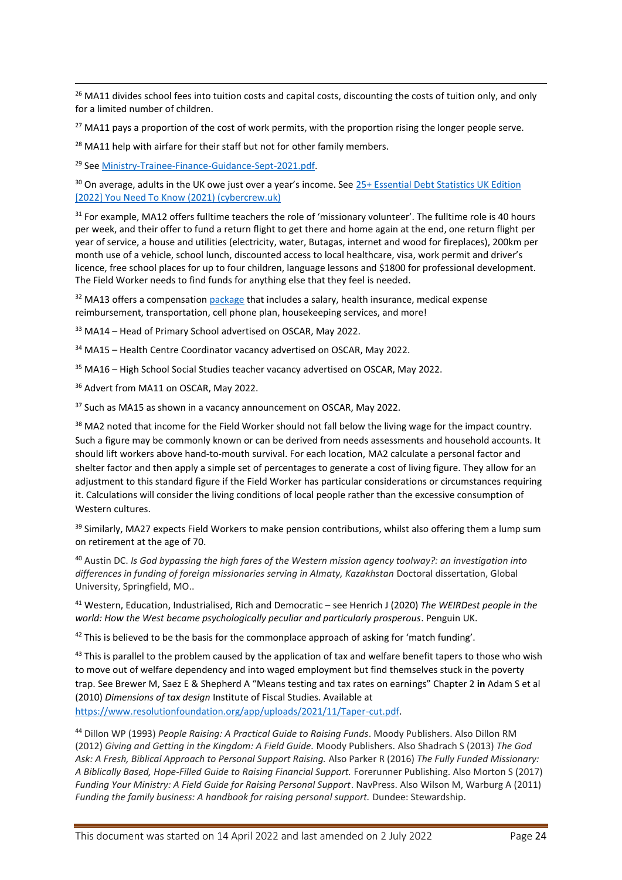[26] MA11 divides school fees into tuition costs and capital costs, discounting the costs of tuition only, and only for a limited number of children.

[27] MA11 pays a proportion of the cost of work permits, with the proportion rising the longer people serve.

[28] MA11 help with airfare for their staff but not for other family members.

[29] See [Ministry-Trainee-Finance-Guidance-Sept-2021.pdf](Ministry-Trainee-Finance-Guidance-Sept-2021.pdf).

[30] On average, adults in the UK owe just over a year's income. See [25+ Essential Debt Statistics UK Edition [2022] You Need To Know (2021) (cybercrew.uk)](cybercrew.uk)

[31] For example, MA12 offers fulltime teachers the role of 'missionary volunteer'. The fulltime role is 40 hours per week, and their offer to fund a return flight to get there and home again at the end, one return flight per year of service, a house and utilities (electricity, water, Butagas, internet and wood for fireplaces), 200km per month use of a vehicle, school lunch, discounted access to local healthcare, visa, work permit and driver's licence, free school places for up to four children, language lessons and $1800 for professional development. The Field Worker needs to find funds for anything else that they feel is needed.

[32] MA13 offers a compensation [package](package) that includes a salary, health insurance, medical expense reimbursement, transportation, cell phone plan, housekeeping services, and more!

[33] MA14 – Head of Primary School advertised on OSCAR, May 2022.

[34] MA15 – Health Centre Coordinator vacancy advertised on OSCAR, May 2022.

[35] MA16 – High School Social Studies teacher vacancy advertised on OSCAR, May 2022.

[36] Advert from MA11 on OSCAR, May 2022.

[37] Such as MA15 as shown in a vacancy announcement on OSCAR, May 2022.

[38] MA2 noted that income for the Field Worker should not fall below the living wage for the impact country. Such a figure may be commonly known or can be derived from needs assessments and household accounts. It should lift workers above hand-to-mouth survival. For each location, MA2 calculate a personal factor and shelter factor and then apply a simple set of percentages to generate a cost of living figure. They allow for an adjustment to this standard figure if the Field Worker has particular considerations or circumstances requiring it. Calculations will consider the living conditions of local people rather than the excessive consumption of Western cultures.

[39] Similarly, MA27 expects Field Workers to make pension contributions, whilst also offering them a lump sum on retirement at the age of 70.

[40] Austin DC. *Is God bypassing the high fares of the Western mission agency toolway?: an investigation into differences in funding of foreign missionaries serving in Almaty, Kazakhstan* Doctoral dissertation, Global University, Springfield, MO..

[41] Western, Education, Industrialised, Rich and Democratic – see Henrich J (2020) *The WEIRDest people in the world: How the West became psychologically peculiar and particularly prosperous*. Penguin UK.

[42] This is believed to be the basis for the commonplace approach of asking for 'match funding'.

[43] This is parallel to the problem caused by the application of tax and welfare benefit tapers to those who wish to move out of welfare dependency and into waged employment but find themselves stuck in the poverty trap. See Brewer M, Saez E & Shepherd A "Means testing and tax rates on earnings" Chapter 2 **in** Adam S et al (2010) *Dimensions of tax design* Institute of Fiscal Studies. Available at [https://www.resolutionfoundation.org/app/uploads/2021/11/Taper-cut.pdf](https://www.resolutionfoundation.org/app/uploads/2021/11/Taper-cut.pdf).

[44] Dillon WP (1993) *People Raising: A Practical Guide to Raising Funds*. Moody Publishers. Also Dillon RM (2012) *Giving and Getting in the Kingdom: A Field Guide.* Moody Publishers. Also Shadrach S (2013) *The God Ask: A Fresh, Biblical Approach to Personal Support Raising.* Also Parker R (2016) *The Fully Funded Missionary: A Biblically Based, Hope-Filled Guide to Raising Financial Support.* Forerunner Publishing. Also Morton S (2017) *Funding Your Ministry: A Field Guide for Raising Personal Support*. NavPress. Also Wilson M, Warburg A (2011) *Funding the family business: A handbook for raising personal support.* Dundee: Stewardship.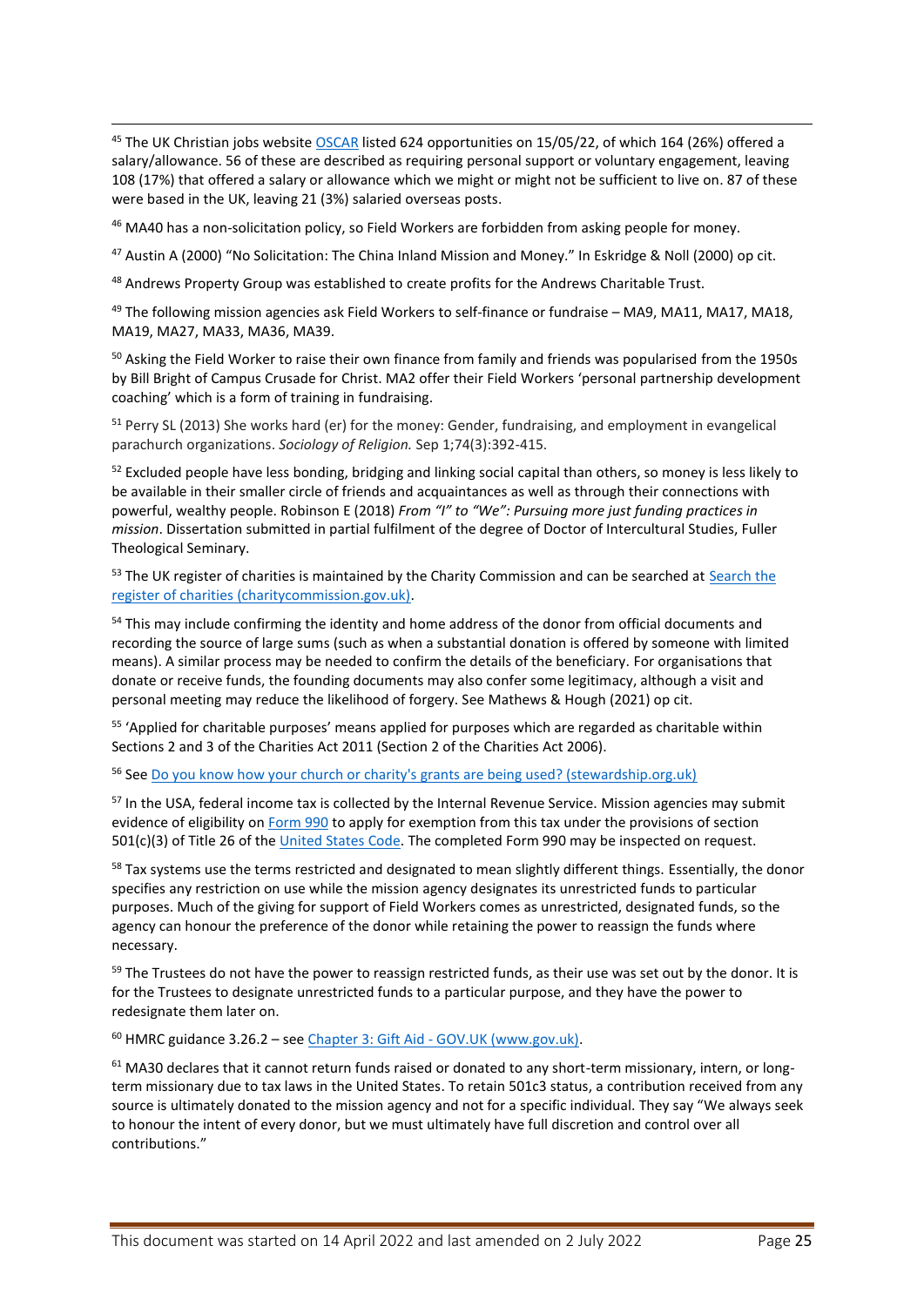[45] The UK Christian jobs website OSCAR listed 624 opportunities on 15/05/22, of which 164 (26%) offered a salary/allowance. 56 of these are described as requiring personal support or voluntary engagement, leaving 108 (17%) that offered a salary or allowance which we might or might not be sufficient to live on. 87 of these were based in the UK, leaving 21 (3%) salaried overseas posts.

[46] MA40 has a non-solicitation policy, so Field Workers are forbidden from asking people for money.

[47] Austin A (2000) "No Solicitation: The China Inland Mission and Money." In Eskridge & Noll (2000) op cit.

[48] Andrews Property Group was established to create profits for the Andrews Charitable Trust.

[49] The following mission agencies ask Field Workers to self-finance or fundraise – MA9, MA11, MA17, MA18, MA19, MA27, MA33, MA36, MA39.

[50] Asking the Field Worker to raise their own finance from family and friends was popularised from the 1950s by Bill Bright of Campus Crusade for Christ. MA2 offer their Field Workers 'personal partnership development coaching' which is a form of training in fundraising.

[51] Perry SL (2013) She works hard (er) for the money: Gender, fundraising, and employment in evangelical parachurch organizations. *Sociology of Religion.* Sep 1;74(3):392-415.

[52] Excluded people have less bonding, bridging and linking social capital than others, so money is less likely to be available in their smaller circle of friends and acquaintances as well as through their connections with powerful, wealthy people. Robinson E (2018) *From "I" to "We": Pursuing more just funding practices in mission*. Dissertation submitted in partial fulfilment of the degree of Doctor of Intercultural Studies, Fuller Theological Seminary.

[53] The UK register of charities is maintained by the Charity Commission and can be searched at Search the register of charities (charitycommission.gov.uk).

[54] This may include confirming the identity and home address of the donor from official documents and recording the source of large sums (such as when a substantial donation is offered by someone with limited means). A similar process may be needed to confirm the details of the beneficiary. For organisations that donate or receive funds, the founding documents may also confer some legitimacy, although a visit and personal meeting may reduce the likelihood of forgery. See Mathews & Hough (2021) op cit.

[55] 'Applied for charitable purposes' means applied for purposes which are regarded as charitable within Sections 2 and 3 of the Charities Act 2011 (Section 2 of the Charities Act 2006).

[56] See Do you know how your church or charity's grants are being used? (stewardship.org.uk)

[57] In the USA, federal income tax is collected by the Internal Revenue Service. Mission agencies may submit evidence of eligibility on Form 990 to apply for exemption from this tax under the provisions of section 501(c)(3) of Title 26 of the United States Code. The completed Form 990 may be inspected on request.

[58] Tax systems use the terms restricted and designated to mean slightly different things. Essentially, the donor specifies any restriction on use while the mission agency designates its unrestricted funds to particular purposes. Much of the giving for support of Field Workers comes as unrestricted, designated funds, so the agency can honour the preference of the donor while retaining the power to reassign the funds where necessary.

[59] The Trustees do not have the power to reassign restricted funds, as their use was set out by the donor. It is for the Trustees to designate unrestricted funds to a particular purpose, and they have the power to redesignate them later on.

[60] HMRC guidance 3.26.2 – see Chapter 3: Gift Aid - GOV.UK (www.gov.uk).

[61] MA30 declares that it cannot return funds raised or donated to any short-term missionary, intern, or long-term missionary due to tax laws in the United States. To retain 501c3 status, a contribution received from any source is ultimately donated to the mission agency and not for a specific individual. They say "We always seek to honour the intent of every donor, but we must ultimately have full discretion and control over all contributions."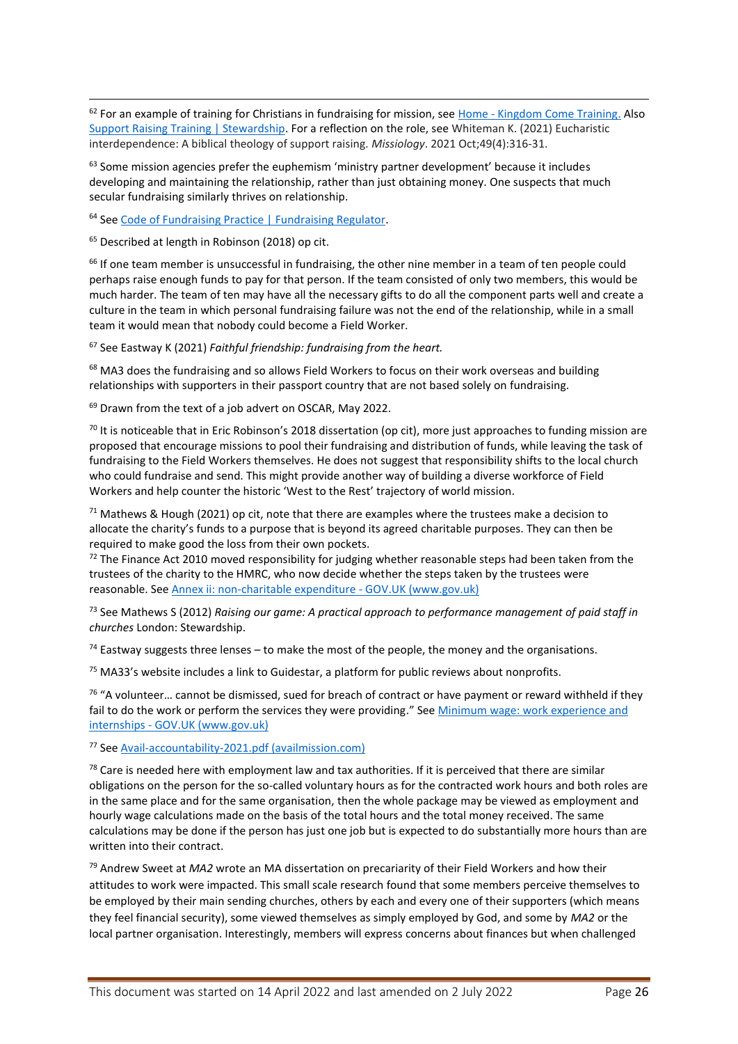[62] For an example of training for Christians in fundraising for mission, see [Home - Kingdom Come Training.](#) Also [Support Raising Training | Stewardship](#). For a reflection on the role, see Whiteman K. (2021) Eucharistic interdependence: A biblical theology of support raising. *Missiology*. 2021 Oct;49(4):316-31.

[63] Some mission agencies prefer the euphemism 'ministry partner development' because it includes developing and maintaining the relationship, rather than just obtaining money. One suspects that much secular fundraising similarly thrives on relationship.

[64] See [Code of Fundraising Practice | Fundraising Regulator](#).

[65] Described at length in Robinson (2018) op cit.

[66] If one team member is unsuccessful in fundraising, the other nine member in a team of ten people could perhaps raise enough funds to pay for that person. If the team consisted of only two members, this would be much harder. The team of ten may have all the necessary gifts to do all the component parts well and create a culture in the team in which personal fundraising failure was not the end of the relationship, while in a small team it would mean that nobody could become a Field Worker.

[67] See Eastway K (2021) *Faithful friendship: fundraising from the heart.*

[68] MA3 does the fundraising and so allows Field Workers to focus on their work overseas and building relationships with supporters in their passport country that are not based solely on fundraising.

[69] Drawn from the text of a job advert on OSCAR, May 2022.

[70] It is noticeable that in Eric Robinson's 2018 dissertation (op cit), more just approaches to funding mission are proposed that encourage missions to pool their fundraising and distribution of funds, while leaving the task of fundraising to the Field Workers themselves. He does not suggest that responsibility shifts to the local church who could fundraise and send. This might provide another way of building a diverse workforce of Field Workers and help counter the historic 'West to the Rest' trajectory of world mission.

[71] Mathews & Hough (2021) op cit, note that there are examples where the trustees make a decision to allocate the charity's funds to a purpose that is beyond its agreed charitable purposes. They can then be required to make good the loss from their own pockets.

[72] The Finance Act 2010 moved responsibility for judging whether reasonable steps had been taken from the trustees of the charity to the HMRC, who now decide whether the steps taken by the trustees were reasonable. See [Annex ii: non-charitable expenditure - GOV.UK (www.gov.uk)](#)

[73] See Mathews S (2012) *Raising our game: A practical approach to performance management of paid staff in churches* London: Stewardship.

[74] Eastway suggests three lenses – to make the most of the people, the money and the organisations.

[75] MA33's website includes a link to Guidestar, a platform for public reviews about nonprofits.

[76] "A volunteer… cannot be dismissed, sued for breach of contract or have payment or reward withheld if they fail to do the work or perform the services they were providing." See [Minimum wage: work experience and internships - GOV.UK (www.gov.uk)](#)

[77] See [Avail-accountability-2021.pdf (availmission.com)](#)

[78] Care is needed here with employment law and tax authorities. If it is perceived that there are similar obligations on the person for the so-called voluntary hours as for the contracted work hours and both roles are in the same place and for the same organisation, then the whole package may be viewed as employment and hourly wage calculations made on the basis of the total hours and the total money received. The same calculations may be done if the person has just one job but is expected to do substantially more hours than are written into their contract.

[79] Andrew Sweet at *MA2* wrote an MA dissertation on precariarity of their Field Workers and how their attitudes to work were impacted. This small scale research found that some members perceive themselves to be employed by their main sending churches, others by each and every one of their supporters (which means they feel financial security), some viewed themselves as simply employed by God, and some by *MA2* or the local partner organisation. Interestingly, members will express concerns about finances but when challenged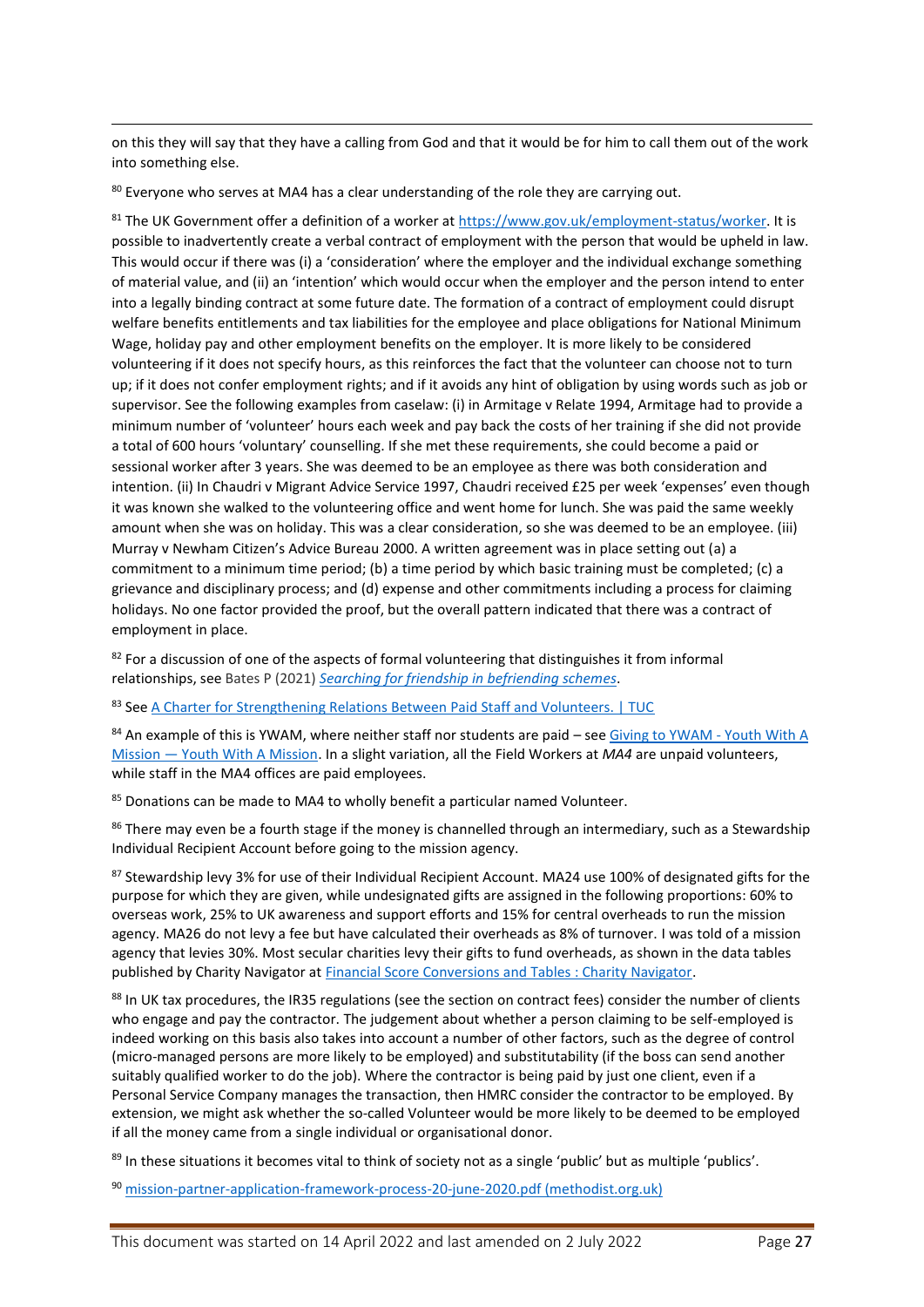on this they will say that they have a calling from God and that it would be for him to call them out of the work into something else.

[80] Everyone who serves at MA4 has a clear understanding of the role they are carrying out.

[81] The UK Government offer a definition of a worker at [https://www.gov.uk/employment-status/worker](https://www.gov.uk/employment-status/worker). It is possible to inadvertently create a verbal contract of employment with the person that would be upheld in law. This would occur if there was (i) a 'consideration' where the employer and the individual exchange something of material value, and (ii) an 'intention' which would occur when the employer and the person intend to enter into a legally binding contract at some future date. The formation of a contract of employment could disrupt welfare benefits entitlements and tax liabilities for the employee and place obligations for National Minimum Wage, holiday pay and other employment benefits on the employer. It is more likely to be considered volunteering if it does not specify hours, as this reinforces the fact that the volunteer can choose not to turn up; if it does not confer employment rights; and if it avoids any hint of obligation by using words such as job or supervisor. See the following examples from caselaw: (i) in Armitage v Relate 1994, Armitage had to provide a minimum number of 'volunteer' hours each week and pay back the costs of her training if she did not provide a total of 600 hours 'voluntary' counselling. If she met these requirements, she could become a paid or sessional worker after 3 years. She was deemed to be an employee as there was both consideration and intention. (ii) In Chaudri v Migrant Advice Service 1997, Chaudri received £25 per week 'expenses' even though it was known she walked to the volunteering office and went home for lunch. She was paid the same weekly amount when she was on holiday. This was a clear consideration, so she was deemed to be an employee. (iii) Murray v Newham Citizen's Advice Bureau 2000. A written agreement was in place setting out (a) a commitment to a minimum time period; (b) a time period by which basic training must be completed; (c) a grievance and disciplinary process; and (d) expense and other commitments including a process for claiming holidays. No one factor provided the proof, but the overall pattern indicated that there was a contract of employment in place.

[82] For a discussion of one of the aspects of formal volunteering that distinguishes it from informal relationships, see Bates P (2021) [*Searching for friendship in befriending schemes*](#).

[83] See [A Charter for Strengthening Relations Between Paid Staff and Volunteers. | TUC](#)

[84] An example of this is YWAM, where neither staff nor students are paid – see [Giving to YWAM - Youth With A Mission — Youth With A Mission](#). In a slight variation, all the Field Workers at *MA4* are unpaid volunteers, while staff in the MA4 offices are paid employees.

[85] Donations can be made to MA4 to wholly benefit a particular named Volunteer.

[86] There may even be a fourth stage if the money is channelled through an intermediary, such as a Stewardship Individual Recipient Account before going to the mission agency.

[87] Stewardship levy 3% for use of their Individual Recipient Account. MA24 use 100% of designated gifts for the purpose for which they are given, while undesignated gifts are assigned in the following proportions: 60% to overseas work, 25% to UK awareness and support efforts and 15% for central overheads to run the mission agency. MA26 do not levy a fee but have calculated their overheads as 8% of turnover. I was told of a mission agency that levies 30%. Most secular charities levy their gifts to fund overheads, as shown in the data tables published by Charity Navigator at [Financial Score Conversions and Tables : Charity Navigator](#).

[88] In UK tax procedures, the IR35 regulations (see the section on contract fees) consider the number of clients who engage and pay the contractor. The judgement about whether a person claiming to be self-employed is indeed working on this basis also takes into account a number of other factors, such as the degree of control (micro-managed persons are more likely to be employed) and substitutability (if the boss can send another suitably qualified worker to do the job). Where the contractor is being paid by just one client, even if a Personal Service Company manages the transaction, then HMRC consider the contractor to be employed. By extension, we might ask whether the so-called Volunteer would be more likely to be deemed to be employed if all the money came from a single individual or organisational donor.

[89] In these situations it becomes vital to think of society not as a single 'public' but as multiple 'publics'.

[90] [mission-partner-application-framework-process-20-june-2020.pdf (methodist.org.uk)](#)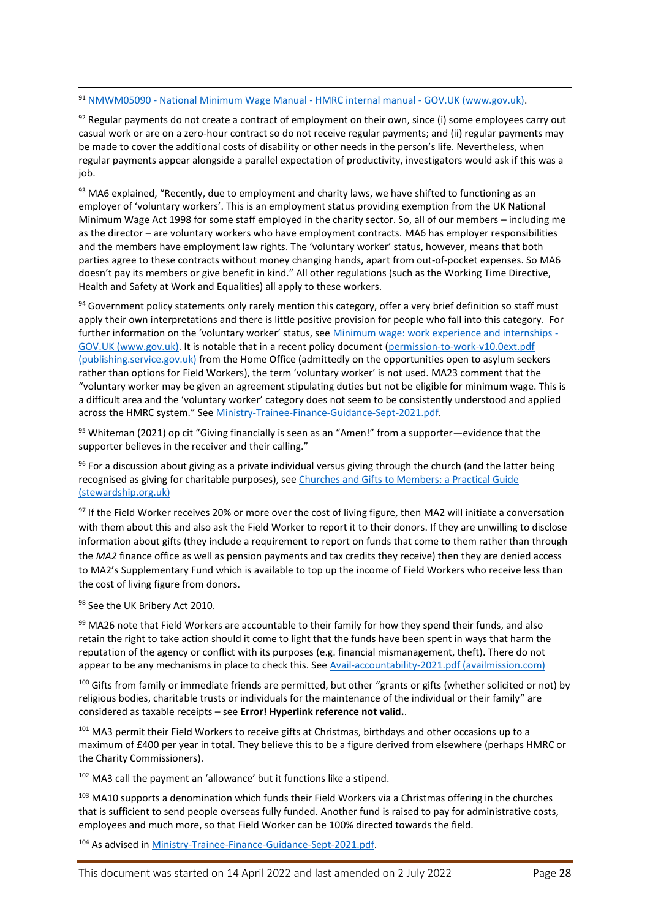[91] NMWM05090 - National Minimum Wage Manual - HMRC internal manual - GOV.UK (www.gov.uk).

[92] Regular payments do not create a contract of employment on their own, since (i) some employees carry out casual work or are on a zero-hour contract so do not receive regular payments; and (ii) regular payments may be made to cover the additional costs of disability or other needs in the person's life. Nevertheless, when regular payments appear alongside a parallel expectation of productivity, investigators would ask if this was a job.

[93] MA6 explained, "Recently, due to employment and charity laws, we have shifted to functioning as an employer of 'voluntary workers'. This is an employment status providing exemption from the UK National Minimum Wage Act 1998 for some staff employed in the charity sector. So, all of our members – including me as the director – are voluntary workers who have employment contracts. MA6 has employer responsibilities and the members have employment law rights. The 'voluntary worker' status, however, means that both parties agree to these contracts without money changing hands, apart from out-of-pocket expenses. So MA6 doesn't pay its members or give benefit in kind." All other regulations (such as the Working Time Directive, Health and Safety at Work and Equalities) all apply to these workers.

[94] Government policy statements only rarely mention this category, offer a very brief definition so staff must apply their own interpretations and there is little positive provision for people who fall into this category. For further information on the 'voluntary worker' status, see Minimum wage: work experience and internships - GOV.UK (www.gov.uk). It is notable that in a recent policy document (permission-to-work-v10.0ext.pdf (publishing.service.gov.uk) from the Home Office (admittedly on the opportunities open to asylum seekers rather than options for Field Workers), the term 'voluntary worker' is not used. MA23 comment that the "voluntary worker may be given an agreement stipulating duties but not be eligible for minimum wage. This is a difficult area and the 'voluntary worker' category does not seem to be consistently understood and applied across the HMRC system." See Ministry-Trainee-Finance-Guidance-Sept-2021.pdf.

[95] Whiteman (2021) op cit "Giving financially is seen as an "Amen!" from a supporter—evidence that the supporter believes in the receiver and their calling."

[96] For a discussion about giving as a private individual versus giving through the church (and the latter being recognised as giving for charitable purposes), see Churches and Gifts to Members: a Practical Guide (stewardship.org.uk)

[97] If the Field Worker receives 20% or more over the cost of living figure, then MA2 will initiate a conversation with them about this and also ask the Field Worker to report it to their donors. If they are unwilling to disclose information about gifts (they include a requirement to report on funds that come to them rather than through the *MA2* finance office as well as pension payments and tax credits they receive) then they are denied access to MA2's Supplementary Fund which is available to top up the income of Field Workers who receive less than the cost of living figure from donors.

[98] See the UK Bribery Act 2010.

[99] MA26 note that Field Workers are accountable to their family for how they spend their funds, and also retain the right to take action should it come to light that the funds have been spent in ways that harm the reputation of the agency or conflict with its purposes (e.g. financial mismanagement, theft). There do not appear to be any mechanisms in place to check this. See Avail-accountability-2021.pdf (availmission.com)

[100] Gifts from family or immediate friends are permitted, but other "grants or gifts (whether solicited or not) by religious bodies, charitable trusts or individuals for the maintenance of the individual or their family" are considered as taxable receipts – see **Error! Hyperlink reference not valid.**.

[101] MA3 permit their Field Workers to receive gifts at Christmas, birthdays and other occasions up to a maximum of £400 per year in total. They believe this to be a figure derived from elsewhere (perhaps HMRC or the Charity Commissioners).

[102] MA3 call the payment an 'allowance' but it functions like a stipend.

[103] MA10 supports a denomination which funds their Field Workers via a Christmas offering in the churches that is sufficient to send people overseas fully funded. Another fund is raised to pay for administrative costs, employees and much more, so that Field Worker can be 100% directed towards the field.

[104] As advised in Ministry-Trainee-Finance-Guidance-Sept-2021.pdf.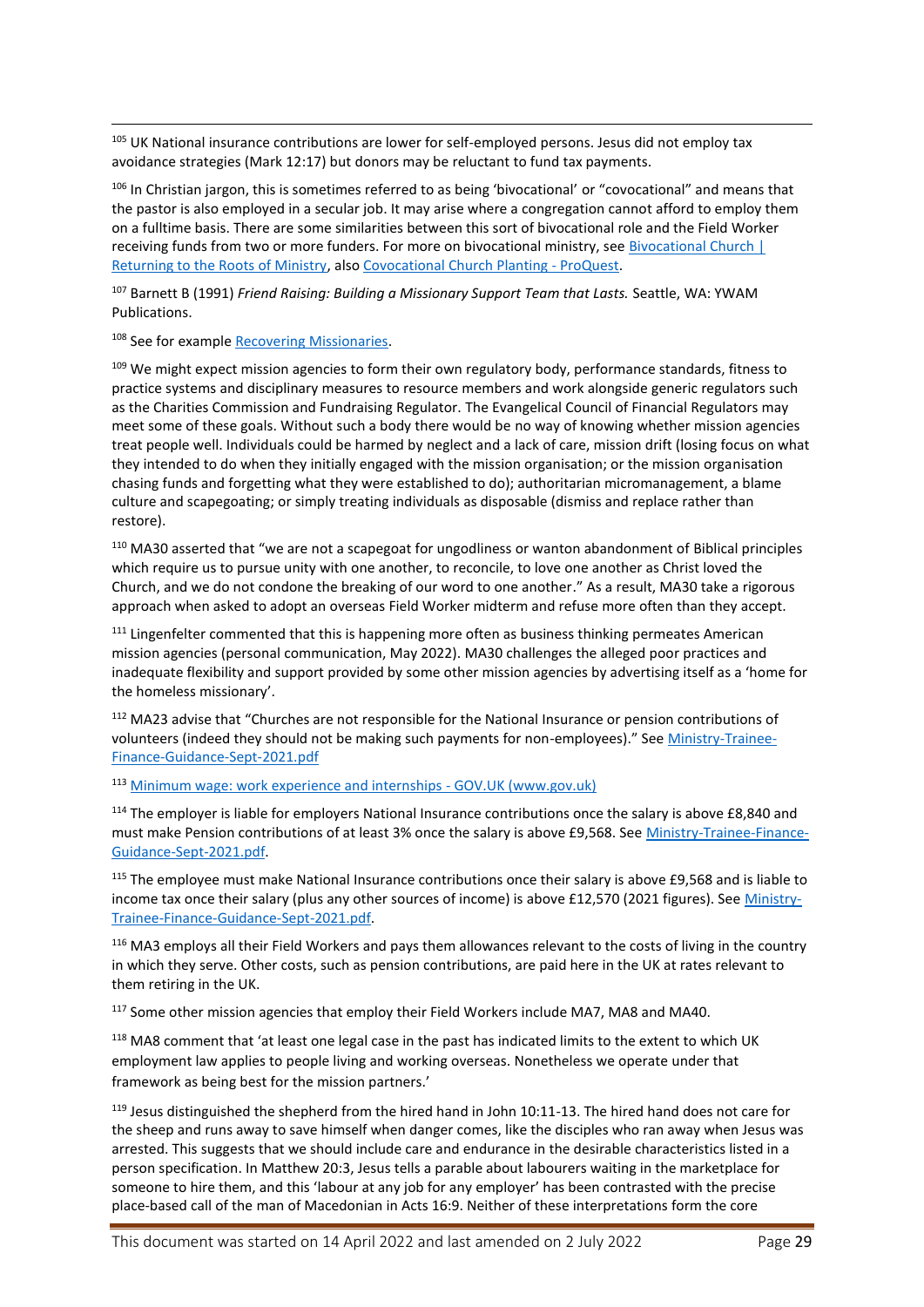[105] UK National insurance contributions are lower for self-employed persons. Jesus did not employ tax avoidance strategies (Mark 12:17) but donors may be reluctant to fund tax payments.

[106] In Christian jargon, this is sometimes referred to as being 'bivocational' or "covocational" and means that the pastor is also employed in a secular job. It may arise where a congregation cannot afford to employ them on a fulltime basis. There are some similarities between this sort of bivocational role and the Field Worker receiving funds from two or more funders. For more on bivocational ministry, see [Bivocational Church | Returning to the Roots of Ministry](), also [Covocational Church Planting - ProQuest]().

[107] Barnett B (1991) *Friend Raising: Building a Missionary Support Team that Lasts.* Seattle, WA: YWAM Publications.

[108] See for example [Recovering Missionaries]().

[109] We might expect mission agencies to form their own regulatory body, performance standards, fitness to practice systems and disciplinary measures to resource members and work alongside generic regulators such as the Charities Commission and Fundraising Regulator. The Evangelical Council of Financial Regulators may meet some of these goals. Without such a body there would be no way of knowing whether mission agencies treat people well. Individuals could be harmed by neglect and a lack of care, mission drift (losing focus on what they intended to do when they initially engaged with the mission organisation; or the mission organisation chasing funds and forgetting what they were established to do); authoritarian micromanagement, a blame culture and scapegoating; or simply treating individuals as disposable (dismiss and replace rather than restore).

[110] MA30 asserted that "we are not a scapegoat for ungodliness or wanton abandonment of Biblical principles which require us to pursue unity with one another, to reconcile, to love one another as Christ loved the Church, and we do not condone the breaking of our word to one another." As a result, MA30 take a rigorous approach when asked to adopt an overseas Field Worker midterm and refuse more often than they accept.

[111] Lingenfelter commented that this is happening more often as business thinking permeates American mission agencies (personal communication, May 2022). MA30 challenges the alleged poor practices and inadequate flexibility and support provided by some other mission agencies by advertising itself as a 'home for the homeless missionary'.

[112] MA23 advise that "Churches are not responsible for the National Insurance or pension contributions of volunteers (indeed they should not be making such payments for non-employees)." See [Ministry-Trainee-Finance-Guidance-Sept-2021.pdf]()

[113] [Minimum wage: work experience and internships - GOV.UK (www.gov.uk)]()

[114] The employer is liable for employers National Insurance contributions once the salary is above £8,840 and must make Pension contributions of at least 3% once the salary is above £9,568. See [Ministry-Trainee-Finance-Guidance-Sept-2021.pdf]().

[115] The employee must make National Insurance contributions once their salary is above £9,568 and is liable to income tax once their salary (plus any other sources of income) is above £12,570 (2021 figures). See [Ministry-Trainee-Finance-Guidance-Sept-2021.pdf]().

[116] MA3 employs all their Field Workers and pays them allowances relevant to the costs of living in the country in which they serve. Other costs, such as pension contributions, are paid here in the UK at rates relevant to them retiring in the UK.

[117] Some other mission agencies that employ their Field Workers include MA7, MA8 and MA40.

[118] MA8 comment that 'at least one legal case in the past has indicated limits to the extent to which UK employment law applies to people living and working overseas. Nonetheless we operate under that framework as being best for the mission partners.'

[119] Jesus distinguished the shepherd from the hired hand in John 10:11-13. The hired hand does not care for the sheep and runs away to save himself when danger comes, like the disciples who ran away when Jesus was arrested. This suggests that we should include care and endurance in the desirable characteristics listed in a person specification. In Matthew 20:3, Jesus tells a parable about labourers waiting in the marketplace for someone to hire them, and this 'labour at any job for any employer' has been contrasted with the precise place-based call of the man of Macedonian in Acts 16:9. Neither of these interpretations form the core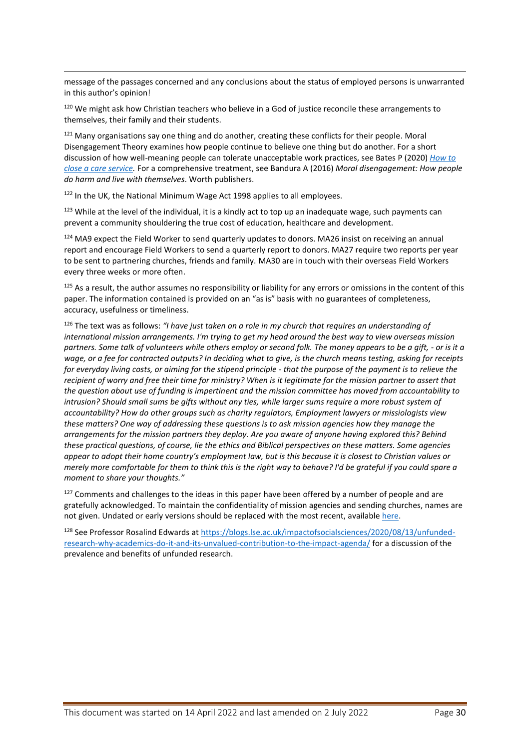message of the passages concerned and any conclusions about the status of employed persons is unwarranted in this author's opinion!

[120] We might ask how Christian teachers who believe in a God of justice reconcile these arrangements to themselves, their family and their students.

[121] Many organisations say one thing and do another, creating these conflicts for their people. Moral Disengagement Theory examines how people continue to believe one thing but do another. For a short discussion of how well-meaning people can tolerate unacceptable work practices, see Bates P (2020) *How to close a care service.* For a comprehensive treatment, see Bandura A (2016) *Moral disengagement: How people do harm and live with themselves*. Worth publishers.

[122] In the UK, the National Minimum Wage Act 1998 applies to all employees.

[123] While at the level of the individual, it is a kindly act to top up an inadequate wage, such payments can prevent a community shouldering the true cost of education, healthcare and development.

[124] MA9 expect the Field Worker to send quarterly updates to donors. MA26 insist on receiving an annual report and encourage Field Workers to send a quarterly report to donors. MA27 require two reports per year to be sent to partnering churches, friends and family. MA30 are in touch with their overseas Field Workers every three weeks or more often.

[125] As a result, the author assumes no responsibility or liability for any errors or omissions in the content of this paper. The information contained is provided on an "as is" basis with no guarantees of completeness, accuracy, usefulness or timeliness.

[126] The text was as follows: *"I have just taken on a role in my church that requires an understanding of international mission arrangements. I'm trying to get my head around the best way to view overseas mission partners. Some talk of volunteers while others employ or second folk. The money appears to be a gift, - or is it a wage, or a fee for contracted outputs? In deciding what to give, is the church means testing, asking for receipts for everyday living costs, or aiming for the stipend principle - that the purpose of the payment is to relieve the recipient of worry and free their time for ministry? When is it legitimate for the mission partner to assert that the question about use of funding is impertinent and the mission committee has moved from accountability to intrusion? Should small sums be gifts without any ties, while larger sums require a more robust system of accountability? How do other groups such as charity regulators, Employment lawyers or missiologists view these matters? One way of addressing these questions is to ask mission agencies how they manage the arrangements for the mission partners they deploy. Are you aware of anyone having explored this? Behind these practical questions, of course, lie the ethics and Biblical perspectives on these matters. Some agencies appear to adopt their home country's employment law, but is this because it is closest to Christian values or merely more comfortable for them to think this is the right way to behave? I'd be grateful if you could spare a moment to share your thoughts."*

[127] Comments and challenges to the ideas in this paper have been offered by a number of people and are gratefully acknowledged. To maintain the confidentiality of mission agencies and sending churches, names are not given. Undated or early versions should be replaced with the most recent, available here.

[128] See Professor Rosalind Edwards at https://blogs.lse.ac.uk/impactofsocialsciences/2020/08/13/unfunded-research-why-academics-do-it-and-its-unvalued-contribution-to-the-impact-agenda/ for a discussion of the prevalence and benefits of unfunded research.

This document was started on 14 April 2022 and last amended on 2 July 2022